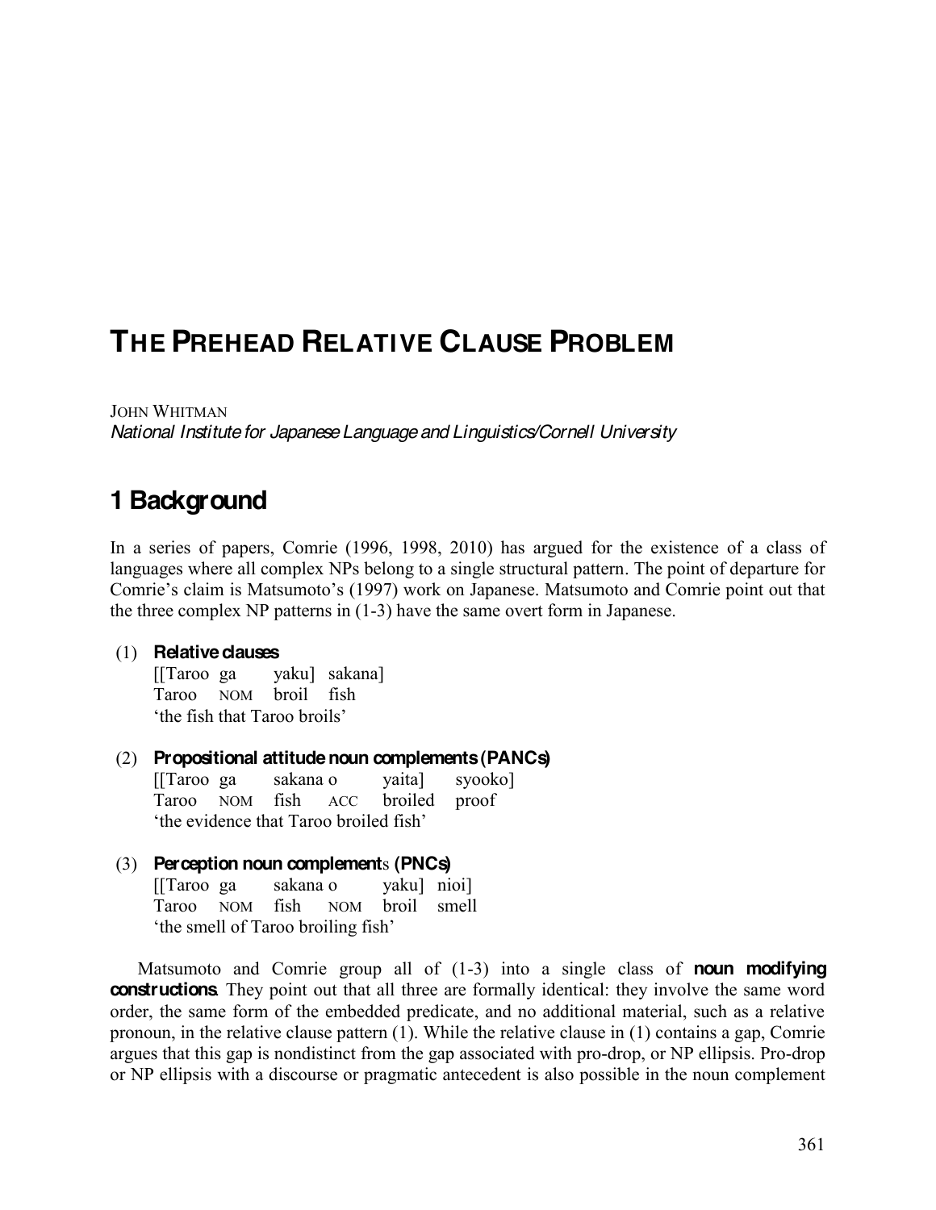# THE PREHEAD RELATIVE CLAUSE PROBLEM

JOHN WHITMAN
*National Institute for Japanese Language and Linguistics/Cornell University*

## 1 Background

In a series of papers, Comrie (1996, 1998, 2010) has argued for the existence of a class of languages where all complex NPs belong to a single structural pattern. The point of departure for Comrie's claim is Matsumoto's (1997) work on Japanese. Matsumoto and Comrie point out that the three complex NP patterns in (1-3) have the same overt form in Japanese.

(1) **Relative clauses**
[[Taroo ga yaku] sakana]
Taroo NOM broil fish
'the fish that Taroo broils'

(2) **Propositional attitude noun complements (PANCs)**
[[Taroo ga sakana o yaita] syooko]
Taroo NOM fish ACC broiled proof
'the evidence that Taroo broiled fish'

(3) **Perception noun complements (PNCs)**
[[Taroo ga sakana o yaku] nioi]
Taroo NOM fish NOM broil smell
'the smell of Taroo broiling fish'

Matsumoto and Comrie group all of (1-3) into a single class of **noun modifying constructions**. They point out that all three are formally identical: they involve the same word order, the same form of the embedded predicate, and no additional material, such as a relative pronoun, in the relative clause pattern (1). While the relative clause in (1) contains a gap, Comrie argues that this gap is nondistinct from the gap associated with pro-drop, or NP ellipsis. Pro-drop or NP ellipsis with a discourse or pragmatic antecedent is also possible in the noun complement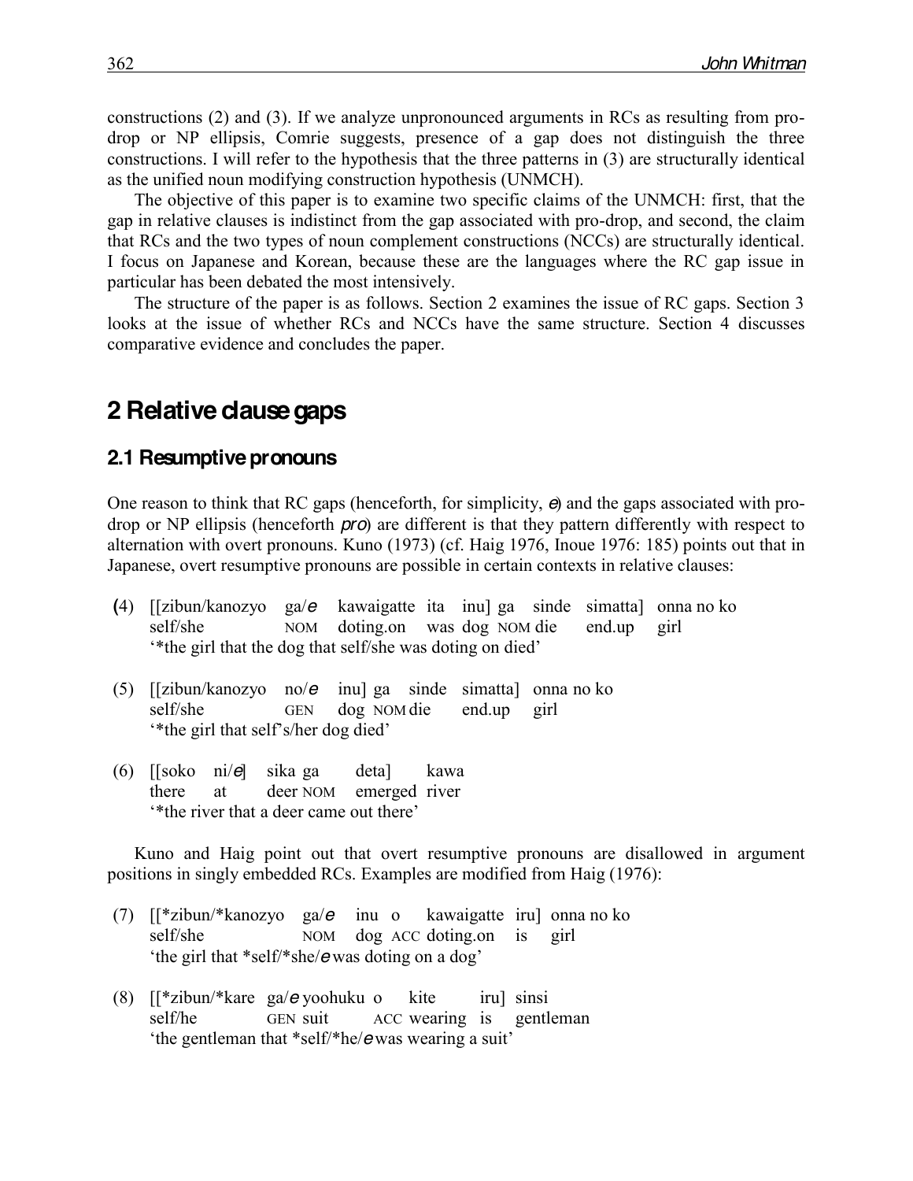constructions (2) and (3). If we analyze unpronounced arguments in RCs as resulting from pro-drop or NP ellipsis, Comrie suggests, presence of a gap does not distinguish the three constructions. I will refer to the hypothesis that the three patterns in (3) are structurally identical as the unified noun modifying construction hypothesis (UNMCH).

The objective of this paper is to examine two specific claims of the UNMCH: first, that the gap in relative clauses is indistinct from the gap associated with pro-drop, and second, the claim that RCs and the two types of noun complement constructions (NCCs) are structurally identical. I focus on Japanese and Korean, because these are the languages where the RC gap issue in particular has been debated the most intensively.

The structure of the paper is as follows. Section 2 examines the issue of RC gaps. Section 3 looks at the issue of whether RCs and NCCs have the same structure. Section 4 discusses comparative evidence and concludes the paper.

## 2 Relative clause gaps

### 2.1 Resumptive pronouns

One reason to think that RC gaps (henceforth, for simplicity, *e*) and the gaps associated with pro-drop or NP ellipsis (henceforth *pro*) are different is that they pattern differently with respect to alternation with overt pronouns. Kuno (1973) (cf. Haig 1976, Inoue 1976: 185) points out that in Japanese, overt resumptive pronouns are possible in certain contexts in relative clauses:

(4) [[zibun/kanozyo ga/*e* kawaigatte ita inu] ga sinde simatta] onna no ko
self/she NOM doting.on was dog NOM die end.up girl
'*the girl that the dog that self/she was doting on died'

(5) [[zibun/kanozyo no/*e* inu] ga sinde simatta] onna no ko
self/she GEN dog NOM die end.up girl
'*the girl that self's/her dog died'

(6) [[soko ni/*e*] sika ga deta] kawa
there at deer NOM emerged river
'*the river that a deer came out there'

Kuno and Haig point out that overt resumptive pronouns are disallowed in argument positions in singly embedded RCs. Examples are modified from Haig (1976):

(7) [[*zibun/*kanozyo ga/*e* inu o kawaigatte iru] onna no ko
self/she NOM dog ACC doting.on is girl
'the girl that *self/*she/*e* was doting on a dog'

(8) [[*zibun/*kare ga/*e* yoohuku o kite iru] sinsi
self/he GEN suit ACC wearing is gentleman
'the gentleman that *self/*he/*e* was wearing a suit'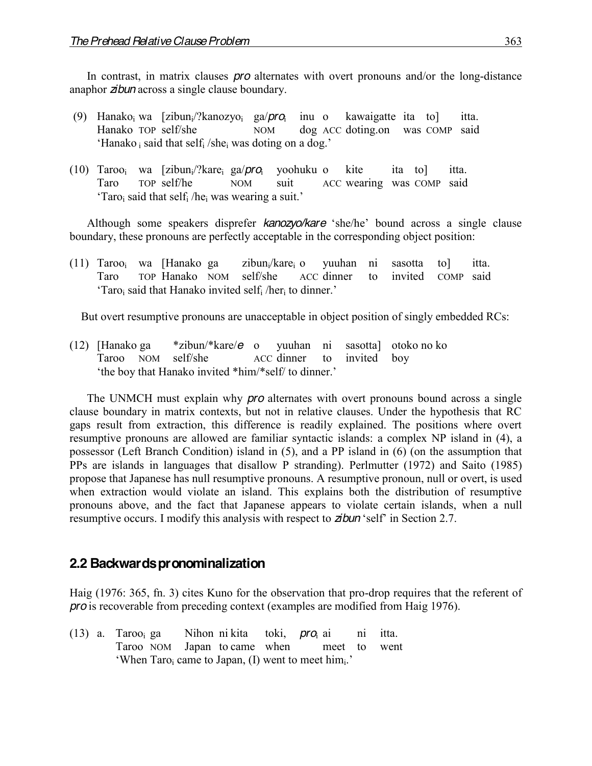In contrast, in matrix clauses *pro* alternates with overt pronouns and/or the long-distance anaphor *zibun* across a single clause boundary.

(9) Hanako$_i$ wa [zibun$_i$/?kanozyo$_i$ ga/*pro*$_i$ inu o kawaigatte ita to] itta.
 Hanako TOP self/she NOM dog ACC doting.on was COMP said
 'Hanako$_i$ said that self$_i$ /she$_i$ was doting on a dog.'

(10) Taroo$_i$ wa [zibun$_i$/?kare$_i$ ga/*pro*$_i$ yoohuku o kite ita to] itta.
 Taro TOP self/he NOM suit ACC wearing was COMP said
 'Taro$_i$ said that self$_i$ /he$_i$ was wearing a suit.'

Although some speakers disprefer *kanozyo/kare* 'she/he' bound across a single clause boundary, these pronouns are perfectly acceptable in the corresponding object position:

(11) Taroo$_i$ wa [Hanako ga zibun$_i$/kare$_i$ o yuuhan ni sasotta to] itta.
 Taro TOP Hanako NOM self/she ACC dinner to invited COMP said
 'Taro$_i$ said that Hanako invited self$_i$ /her$_i$ to dinner.'

But overt resumptive pronouns are unacceptable in object position of singly embedded RCs:

(12) [Hanako ga *zibun/*kare/*e* o yuuhan ni sasotta] otoko no ko
 Taroo NOM self/she ACC dinner to invited boy
 'the boy that Hanako invited *him/*self/ to dinner.'

The UNMCH must explain why *pro* alternates with overt pronouns bound across a single clause boundary in matrix contexts, but not in relative clauses. Under the hypothesis that RC gaps result from extraction, this difference is readily explained. The positions where overt resumptive pronouns are allowed are familiar syntactic islands: a complex NP island in (4), a possessor (Left Branch Condition) island in (5), and a PP island in (6) (on the assumption that PPs are islands in languages that disallow P stranding). Perlmutter (1972) and Saito (1985) propose that Japanese has null resumptive pronouns. A resumptive pronoun, null or overt, is used when extraction would violate an island. This explains both the distribution of resumptive pronouns above, and the fact that Japanese appears to violate certain islands, when a null resumptive occurs. I modify this analysis with respect to *zibun* 'self' in Section 2.7.

## 2.2 Backwards pronominalization

Haig (1976: 365, fn. 3) cites Kuno for the observation that pro-drop requires that the referent of *pro* is recoverable from preceding context (examples are modified from Haig 1976).

(13) a. Taroo$_i$ ga Nihon ni kita toki, *pro*$_i$ ai ni itta.
 Taroo NOM Japan to came when meet to went
 'When Taro$_i$ came to Japan, (I) went to meet him$_i$.'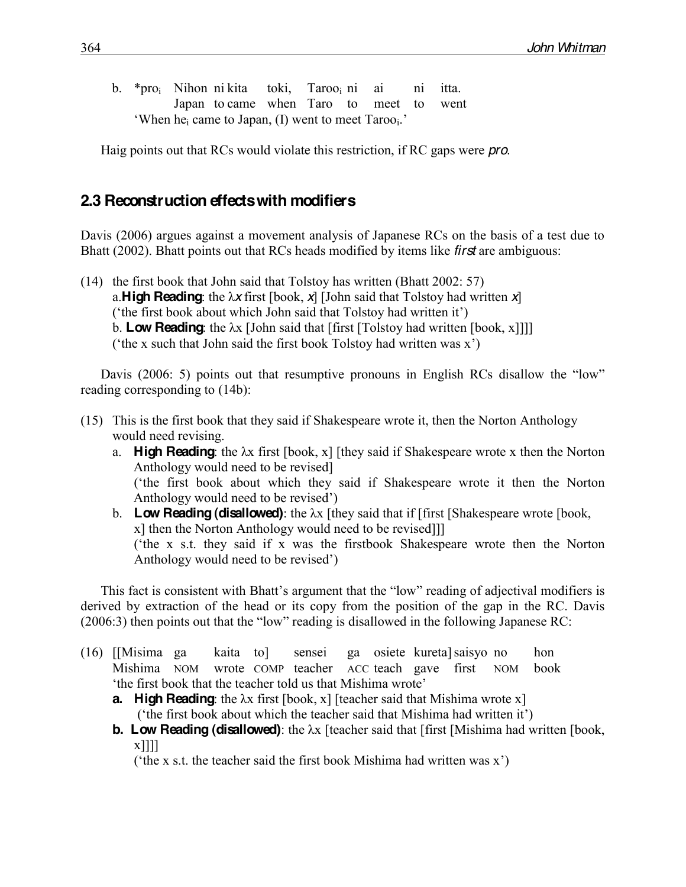b. *pro$_i$ Nihon ni kita toki, Taroo$_i$ ni ai ni itta.
   Japan to came when Taro to meet to went
   'When he$_i$ came to Japan, (I) went to meet Taroo$_i$.'

Haig points out that RCs would violate this restriction, if RC gaps were *pro*.

## 2.3 Reconstruction effects with modifiers

Davis (2006) argues against a movement analysis of Japanese RCs on the basis of a test due to Bhatt (2002). Bhatt points out that RCs heads modified by items like *first* are ambiguous:

(14) the first book that John said that Tolstoy has written (Bhatt 2002: 57)
 a. **High Reading**: the λ*x* first [book, *x*] [John said that Tolstoy had written *x*]
 ('the first book about which John said that Tolstoy had written it')
 b. **Low Reading**: the λx [John said that [first [Tolstoy had written [book, x]]]]
 ('the x such that John said the first book Tolstoy had written was x')

Davis (2006: 5) points out that resumptive pronouns in English RCs disallow the "low" reading corresponding to (14b):

(15) This is the first book that they said if Shakespeare wrote it, then the Norton Anthology would need revising.
 a. **High Reading**: the λx first [book, x] [they said if Shakespeare wrote x then the Norton Anthology would need to be revised]
 ('the first book about which they said if Shakespeare wrote it then the Norton Anthology would need to be revised')
 b. **Low Reading (disallowed)**: the λx [they said that if [first [Shakespeare wrote [book, x] then the Norton Anthology would need to be revised]]]
 ('the x s.t. they said if x was the firstbook Shakespeare wrote then the Norton Anthology would need to be revised')

This fact is consistent with Bhatt's argument that the "low" reading of adjectival modifiers is derived by extraction of the head or its copy from the position of the gap in the RC. Davis (2006:3) then points out that the "low" reading is disallowed in the following Japanese RC:

(16) [[Misima ga kaita to] sensei ga osiete kureta] saisyo no hon
 Mishima NOM wrote COMP teacher ACC teach gave first NOM book
 'the first book that the teacher told us that Mishima wrote'
 **a. High Reading**: the λx first [book, x] [teacher said that Mishima wrote x]
 ('the first book about which the teacher said that Mishima had written it')
 **b. Low Reading (disallowed)**: the λx [teacher said that [first [Mishima had written [book, x]]]]
 ('the x s.t. the teacher said the first book Mishima had written was x')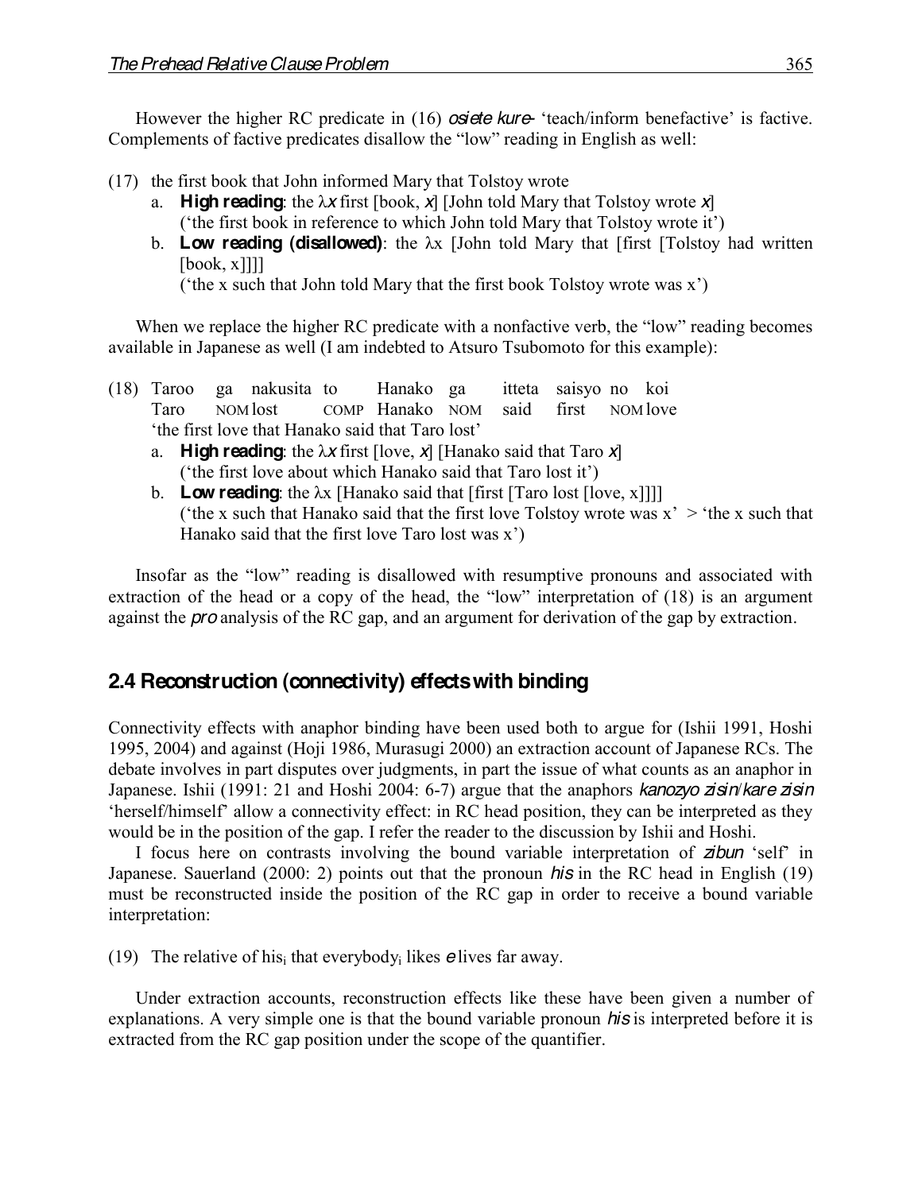However the higher RC predicate in (16) *osiete kure-* 'teach/inform benefactive' is factive. Complements of factive predicates disallow the "low" reading in English as well:

(17) the first book that John informed Mary that Tolstoy wrote
   a. **High reading**: the λ*x* first [book, *x*] [John told Mary that Tolstoy wrote *x*]
      ('the first book in reference to which John told Mary that Tolstoy wrote it')
   b. **Low reading (disallowed)**: the λx [John told Mary that [first [Tolstoy had written [book, x]]]]
      ('the x such that John told Mary that the first book Tolstoy wrote was x')

When we replace the higher RC predicate with a nonfactive verb, the "low" reading becomes available in Japanese as well (I am indebted to Atsuro Tsubomoto for this example):

(18) Taroo ga nakusita to Hanako ga itteta saisyo no koi
     Taro NOM lost COMP Hanako NOM said first NOM love
     'the first love that Hanako said that Taro lost'
   a. **High reading**: the λ*x* first [love, *x*] [Hanako said that Taro *x*]
      ('the first love about which Hanako said that Taro lost it')
   b. **Low reading**: the λx [Hanako said that [first [Taro lost [love, x]]]]
      ('the x such that Hanako said that the first love Tolstoy wrote was x' > 'the x such that Hanako said that the first love Taro lost was x')

Insofar as the "low" reading is disallowed with resumptive pronouns and associated with extraction of the head or a copy of the head, the "low" interpretation of (18) is an argument against the *pro* analysis of the RC gap, and an argument for derivation of the gap by extraction.

## 2.4 Reconstruction (connectivity) effects with binding

Connectivity effects with anaphor binding have been used both to argue for (Ishii 1991, Hoshi 1995, 2004) and against (Hoji 1986, Murasugi 2000) an extraction account of Japanese RCs. The debate involves in part disputes over judgments, in part the issue of what counts as an anaphor in Japanese. Ishii (1991: 21 and Hoshi 2004: 6-7) argue that the anaphors *kanozyo zisin*/*kare zisin* 'herself/himself' allow a connectivity effect: in RC head position, they can be interpreted as they would be in the position of the gap. I refer the reader to the discussion by Ishii and Hoshi.

I focus here on contrasts involving the bound variable interpretation of *zibun* 'self' in Japanese. Sauerland (2000: 2) points out that the pronoun *his* in the RC head in English (19) must be reconstructed inside the position of the RC gap in order to receive a bound variable interpretation:

(19) The relative of $\text{his}_i$ that $\text{everybody}_i$ likes *e* lives far away.

Under extraction accounts, reconstruction effects like these have been given a number of explanations. A very simple one is that the bound variable pronoun *his* is interpreted before it is extracted from the RC gap position under the scope of the quantifier.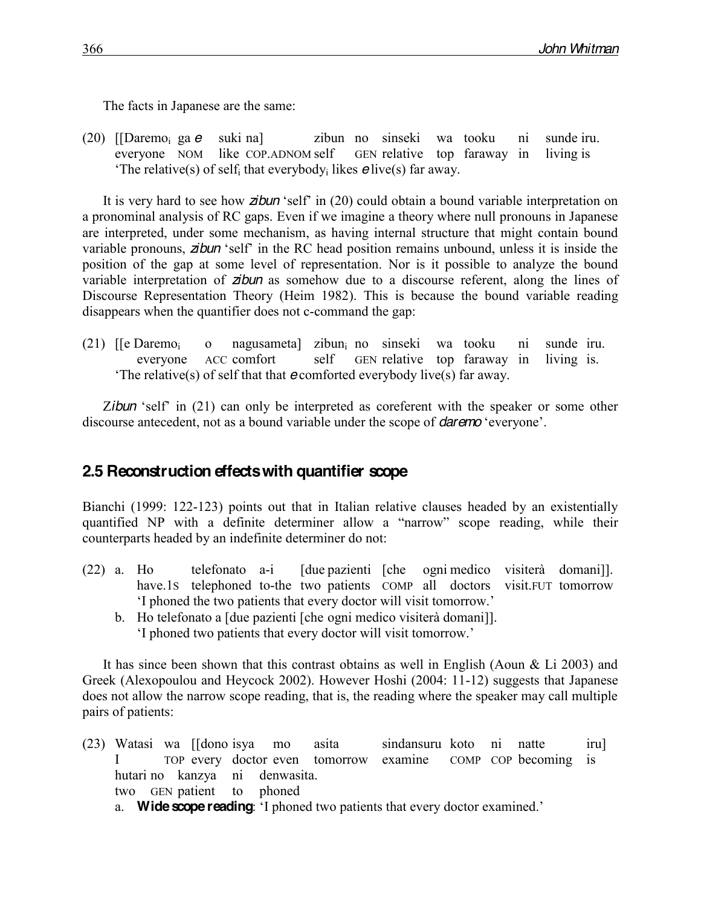The facts in Japanese are the same:

(20) [[Daremo$_i$ ga *e* suki na] zibun no sinseki wa tooku ni sunde iru.
everyone NOM like COP.ADNOM self GEN relative top faraway in living is
'The relative(s) of self$_i$ that everybody$_i$ likes *e* live(s) far away.

It is very hard to see how *zibun* 'self' in (20) could obtain a bound variable interpretation on a pronominal analysis of RC gaps. Even if we imagine a theory where null pronouns in Japanese are interpreted, under some mechanism, as having internal structure that might contain bound variable pronouns, *zibun* 'self' in the RC head position remains unbound, unless it is inside the position of the gap at some level of representation. Nor is it possible to analyze the bound variable interpretation of *zibun* as somehow due to a discourse referent, along the lines of Discourse Representation Theory (Heim 1982). This is because the bound variable reading disappears when the quantifier does not c-command the gap:

(21) [[e Daremo$_i$ o nagusameta] zibun$_i$ no sinseki wa tooku ni sunde iru.
everyone ACC comfort self GEN relative top faraway in living is.
'The relative(s) of self that that *e* comforted everybody live(s) far away.

Z*ibun* 'self' in (21) can only be interpreted as coreferent with the speaker or some other discourse antecedent, not as a bound variable under the scope of *daremo* 'everyone'.

## 2.5 Reconstruction effects with quantifier scope

Bianchi (1999: 122-123) points out that in Italian relative clauses headed by an existentially quantified NP with a definite determiner allow a "narrow" scope reading, while their counterparts headed by an indefinite determiner do not:

(22) a. Ho telefonato a-i [due pazienti [che ogni medico visiterà domani]].
have.1S telephoned to-the two patients COMP all doctors visit.FUT tomorrow
'I phoned the two patients that every doctor will visit tomorrow.'
b. Ho telefonato a [due pazienti [che ogni medico visiterà domani]].
'I phoned two patients that every doctor will visit tomorrow.'

It has since been shown that this contrast obtains as well in English (Aoun & Li 2003) and Greek (Alexopoulou and Heycock 2002). However Hoshi (2004: 11-12) suggests that Japanese does not allow the narrow scope reading, that is, the reading where the speaker may call multiple pairs of patients:

(23) Watasi wa [[dono isya mo asita sindansuru koto ni natte iru]
I TOP every doctor even tomorrow examine COMP COP becoming is
hutari no kanzya ni denwasita.
two GEN patient to phoned
a. **Wide scope reading**: 'I phoned two patients that every doctor examined.'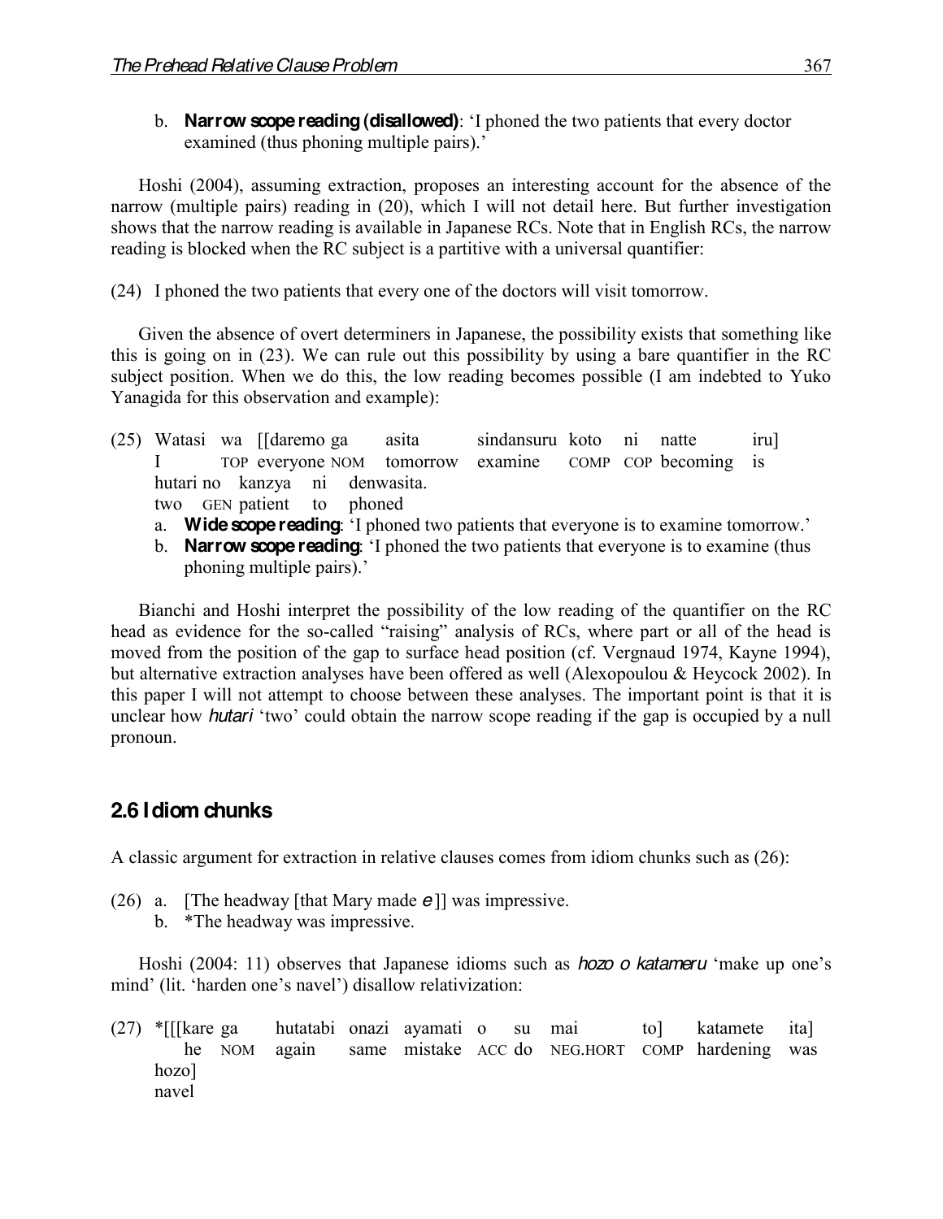b. **Narrow scope reading (disallowed)**: 'I phoned the two patients that every doctor examined (thus phoning multiple pairs).'

Hoshi (2004), assuming extraction, proposes an interesting account for the absence of the narrow (multiple pairs) reading in (20), which I will not detail here. But further investigation shows that the narrow reading is available in Japanese RCs. Note that in English RCs, the narrow reading is blocked when the RC subject is a partitive with a universal quantifier:

(24) I phoned the two patients that every one of the doctors will visit tomorrow.

Given the absence of overt determiners in Japanese, the possibility exists that something like this is going on in (23). We can rule out this possibility by using a bare quantifier in the RC subject position. When we do this, the low reading becomes possible (I am indebted to Yuko Yanagida for this observation and example):

(25) Watasi wa [[daremo ga asita sindansuru koto ni natte iru]
I TOP everyone NOM tomorrow examine COMP COP becoming is
hutari no kanzya ni denwasita.
two GEN patient to phoned

a. **Wide scope reading**: 'I phoned two patients that everyone is to examine tomorrow.'
b. **Narrow scope reading**: 'I phoned the two patients that everyone is to examine (thus phoning multiple pairs).'

Bianchi and Hoshi interpret the possibility of the low reading of the quantifier on the RC head as evidence for the so-called "raising" analysis of RCs, where part or all of the head is moved from the position of the gap to surface head position (cf. Vergnaud 1974, Kayne 1994), but alternative extraction analyses have been offered as well (Alexopoulou & Heycock 2002). In this paper I will not attempt to choose between these analyses. The important point is that it is unclear how *hutari* 'two' could obtain the narrow scope reading if the gap is occupied by a null pronoun.

## 2.6 Idiom chunks

A classic argument for extraction in relative clauses comes from idiom chunks such as (26):

(26) a. [The headway [that Mary made *e* ]] was impressive.
b. *The headway was impressive.

Hoshi (2004: 11) observes that Japanese idioms such as *hozo o katameru* 'make up one's mind' (lit. 'harden one's navel') disallow relativization:

(27) *[[[kare ga hutatabi onazi ayamati o su mai to] katamete ita]
he NOM again same mistake ACC do NEG.HORT COMP hardening was
hozo]
navel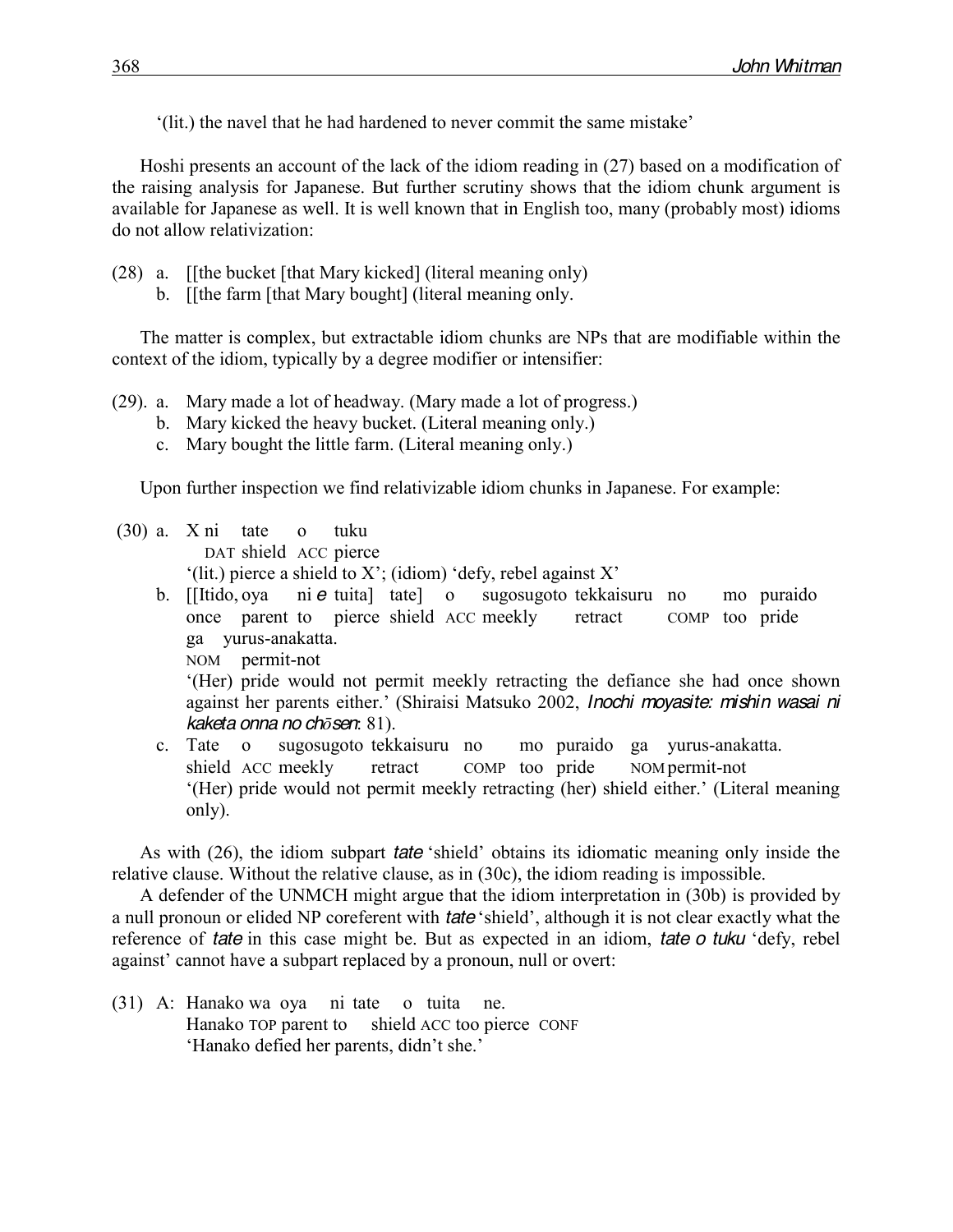'(lit.) the navel that he had hardened to never commit the same mistake'

Hoshi presents an account of the lack of the idiom reading in (27) based on a modification of the raising analysis for Japanese. But further scrutiny shows that the idiom chunk argument is available for Japanese as well. It is well known that in English too, many (probably most) idioms do not allow relativization:

(28) a. [[the bucket [that Mary kicked] (literal meaning only)
  b. [[the farm [that Mary bought] (literal meaning only.

The matter is complex, but extractable idiom chunks are NPs that are modifiable within the context of the idiom, typically by a degree modifier or intensifier:

(29). a. Mary made a lot of headway. (Mary made a lot of progress.)
  b. Mary kicked the heavy bucket. (Literal meaning only.)
  c. Mary bought the little farm. (Literal meaning only.)

Upon further inspection we find relativizable idiom chunks in Japanese. For example:

(30) a. X ni tate o tuku
    DAT shield ACC pierce
    '(lit.) pierce a shield to X'; (idiom) 'defy, rebel against X'
  b. [[Itido, oya ni *e* tuita] tate] o sugosugoto tekkaisuru no mo puraido
    once parent to pierce shield ACC meekly retract COMP too pride
    ga yurus-anakatta.
    NOM permit-not
    '(Her) pride would not permit meekly retracting the defiance she had once shown against her parents either.' (Shiraisi Matsuko 2002, *Inochi moyasite: mishin wasai ni kaketa onna no chōsen*: 81).
  c. Tate o sugosugoto tekkaisuru no mo puraido ga yurus-anakatta.
    shield ACC meekly retract COMP too pride NOM permit-not
    '(Her) pride would not permit meekly retracting (her) shield either.' (Literal meaning only).

As with (26), the idiom subpart *tate* 'shield' obtains its idiomatic meaning only inside the relative clause. Without the relative clause, as in (30c), the idiom reading is impossible.

A defender of the UNMCH might argue that the idiom interpretation in (30b) is provided by a null pronoun or elided NP coreferent with *tate* 'shield', although it is not clear exactly what the reference of *tate* in this case might be. But as expected in an idiom, *tate o tuku* 'defy, rebel against' cannot have a subpart replaced by a pronoun, null or overt:

(31) A: Hanako wa oya ni tate o tuita ne.
    Hanako TOP parent to shield ACC too pierce CONF
    'Hanako defied her parents, didn't she.'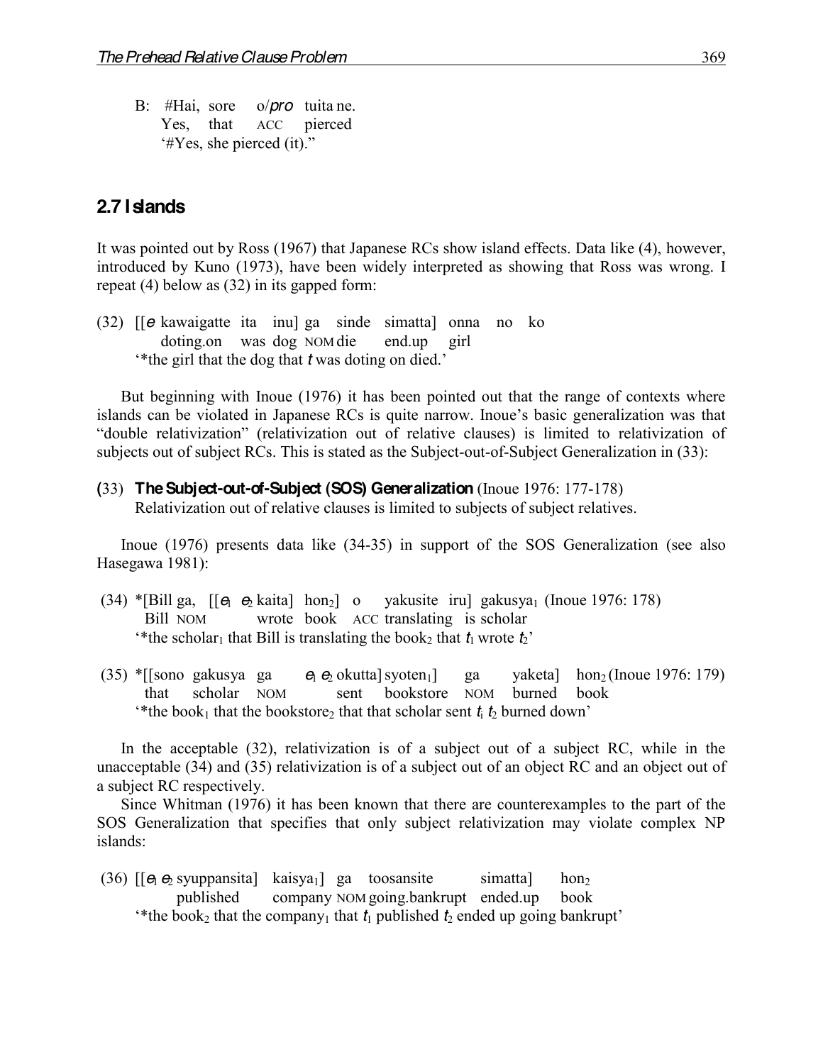B: #Hai, sore o/*pro* tuita ne.
Yes, that ACC pierced
'#Yes, she pierced (it).''

## 2.7 Islands

It was pointed out by Ross (1967) that Japanese RCs show island effects. Data like (4), however, introduced by Kuno (1973), have been widely interpreted as showing that Ross was wrong. I repeat (4) below as (32) in its gapped form:

(32) [[*e* kawaigatte ita inu] ga sinde simatta] onna no ko
doting.on was dog NOM die end.up girl
'*the girl that the dog that *t* was doting on died.'

But beginning with Inoue (1976) it has been pointed out that the range of contexts where islands can be violated in Japanese RCs is quite narrow. Inoue's basic generalization was that "double relativization" (relativization out of relative clauses) is limited to relativization of subjects out of subject RCs. This is stated as the Subject-out-of-Subject Generalization in (33):

(33) **The Subject-out-of-Subject (SOS) Generalization** (Inoue 1976: 177-178)
Relativization out of relative clauses is limited to subjects of subject relatives.

Inoue (1976) presents data like (34-35) in support of the SOS Generalization (see also Hasegawa 1981):

(34) *[Bill ga, [[$e_1$ $e_2$ kaita] $hon_2$] o yakusite iru] $gakusya_1$ (Inoue 1976: 178)
Bill NOM wrote book ACC translating is scholar
'*the $scholar_1$ that Bill is translating the $book_2$ that $t_1$ wrote $t_2$'

(35) *[[sono gakusya ga $e_1$ $e_2$ okutta] $syoten_1$] ga yaketa] $hon_2$ (Inoue 1976: 179)
that scholar NOM sent bookstore NOM burned book
'*the $book_1$ that the $bookstore_2$ that that scholar sent $t_1$ $t_2$ burned down'

In the acceptable (32), relativization is of a subject out of a subject RC, while in the unacceptable (34) and (35) relativization is of a subject out of an object RC and an object out of a subject RC respectively.

Since Whitman (1976) it has been known that there are counterexamples to the part of the SOS Generalization that specifies that only subject relativization may violate complex NP islands:

(36) [[$e_1$ $e_2$ syuppansita] $kaisya_1$] ga toosansite simatta] $hon_2$
published company NOM going.bankrupt ended.up book
'*the $book_2$ that the $company_1$ that $t_1$ published $t_2$ ended up going bankrupt'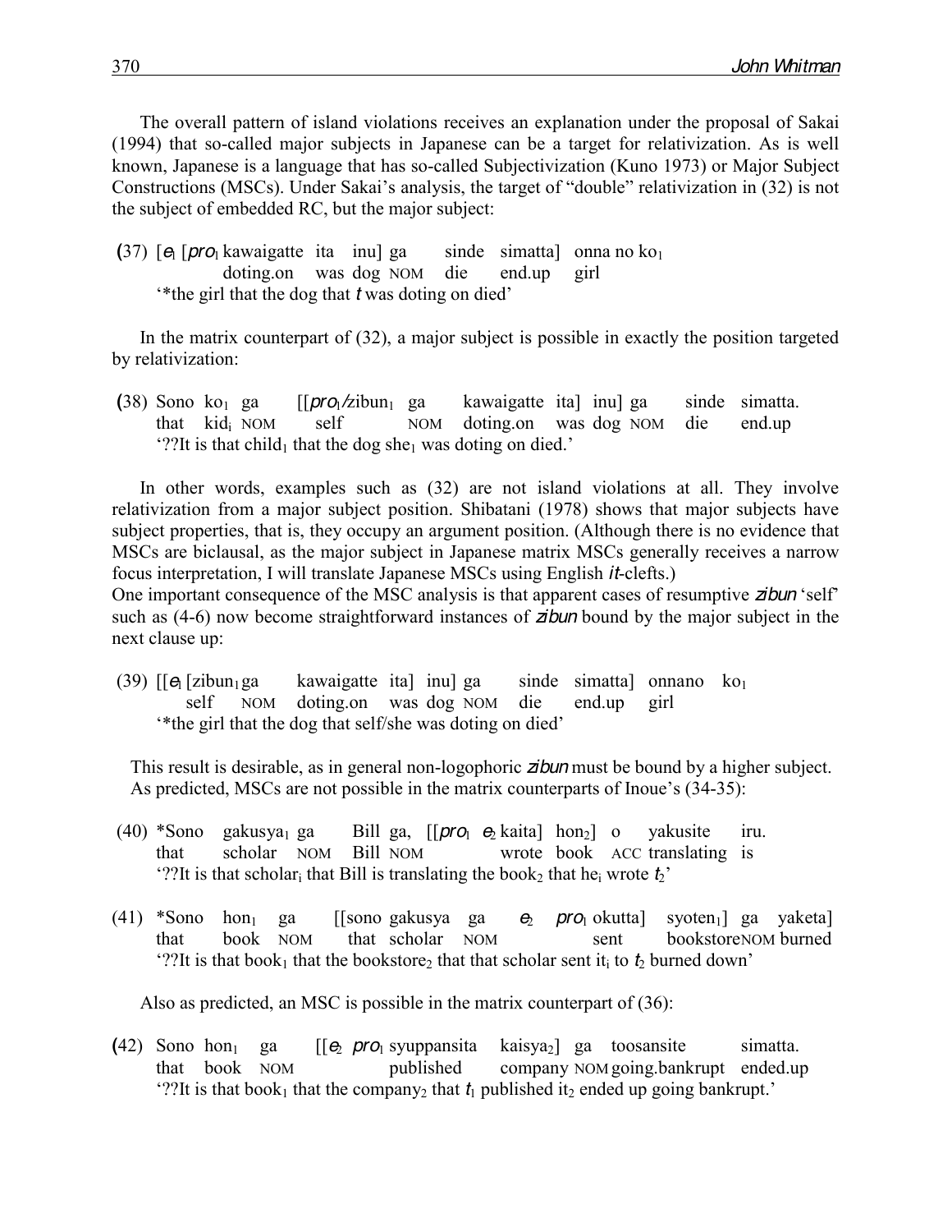The overall pattern of island violations receives an explanation under the proposal of Sakai (1994) that so-called major subjects in Japanese can be a target for relativization. As is well known, Japanese is a language that has so-called Subjectivization (Kuno 1973) or Major Subject Constructions (MSCs). Under Sakai's analysis, the target of "double" relativization in (32) is not the subject of embedded RC, but the major subject:

(37) [$e_1$ [*pro*$_1$ kawaigatte ita inu] ga sinde simatta] onna no ko$_1$
 doting.on was dog NOM die end.up girl
 '*the girl that the dog that *t* was doting on died'

In the matrix counterpart of (32), a major subject is possible in exactly the position targeted by relativization:

(38) Sono ko$_1$ ga [[*pro*$_1$/zibun$_1$ ga kawaigatte ita] inu] ga sinde simatta.
 that kid$_i$ NOM self NOM doting.on was dog NOM die end.up
 '??It is that child$_1$ that the dog she$_1$ was doting on died.'

In other words, examples such as (32) are not island violations at all. They involve relativization from a major subject position. Shibatani (1978) shows that major subjects have subject properties, that is, they occupy an argument position. (Although there is no evidence that MSCs are biclausal, as the major subject in Japanese matrix MSCs generally receives a narrow focus interpretation, I will translate Japanese MSCs using English *it*-clefts.)
One important consequence of the MSC analysis is that apparent cases of resumptive *zibun* 'self' such as (4-6) now become straightforward instances of *zibun* bound by the major subject in the next clause up:

(39) [[$e_1$ [zibun$_1$ ga kawaigatte ita] inu] ga sinde simatta] onnano ko$_1$
 self NOM doting.on was dog NOM die end.up girl
 '*the girl that the dog that self/she was doting on died'

This result is desirable, as in general non-logophoric *zibun* must be bound by a higher subject. As predicted, MSCs are not possible in the matrix counterparts of Inoue's (34-35):

(40) *Sono gakusya$_1$ ga Bill ga, [[*pro*$_1$ $e_2$ kaita] hon$_2$] o yakusite iru.
 that scholar NOM Bill NOM wrote book ACC translating is
 '??It is that scholar$_i$ that Bill is translating the book$_2$ that he$_i$ wrote $t_2$'

(41) *Sono hon$_1$ ga [[sono gakusya ga $e_2$ *pro*$_1$ okutta] syoten$_1$] ga yaketa]
 that book NOM that scholar NOM sent bookstore NOM burned
 '??It is that book$_1$ that the bookstore$_2$ that that scholar sent it$_i$ to $t_2$ burned down'

Also as predicted, an MSC is possible in the matrix counterpart of (36):

(42) Sono hon$_1$ ga [[$e_2$ *pro*$_1$ syuppansita kaisya$_2$] ga toosansite simatta.
 that book NOM published company NOM going.bankrupt ended.up
 '??It is that book$_1$ that the company$_2$ that $t_1$ published it$_2$ ended up going bankrupt.'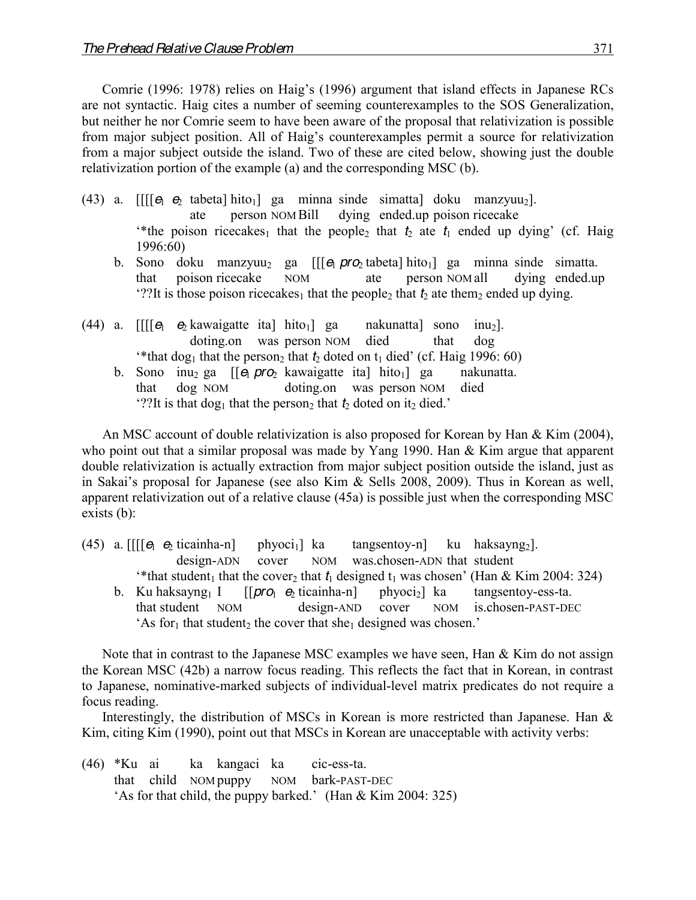Comrie (1996: 1978) relies on Haig's (1996) argument that island effects in Japanese RCs are not syntactic. Haig cites a number of seeming counterexamples to the SOS Generalization, but neither he nor Comrie seem to have been aware of the proposal that relativization is possible from major subject position. All of Haig's counterexamples permit a source for relativization from a major subject outside the island. Two of these are cited below, showing just the double relativization portion of the example (a) and the corresponding MSC (b).

(43) a. [[[[*e*$_1$ *e*$_2$ tabeta] hito$_1$] ga minna sinde simatta] doku manzyuu$_2$].
ate person NOM Bill dying ended.up poison ricecake
'*the poison ricecakes$_1$ that the people$_2$ that $t_2$ ate $t_1$ ended up dying' (cf. Haig 1996:60)

b. Sono doku manzyuu$_2$ ga [[[*e*$_1$ *pro*$_2$ tabeta] hito$_1$] ga minna sinde simatta.
that poison ricecake NOM ate person NOM all dying ended.up
'??It is those poison ricecakes$_1$ that the people$_2$ that $t_2$ ate them$_2$ ended up dying.

(44) a. [[[[*e*$_1$ *e*$_2$ kawaigatte ita] hito$_1$] ga nakunatta] sono inu$_2$].
doting.on was person NOM died that dog
'*that dog$_1$ that the person$_2$ that $t_2$ doted on $t_1$ died' (cf. Haig 1996: 60)

b. Sono inu$_2$ ga [[*e*$_1$ *pro*$_2$ kawaigatte ita] hito$_1$] ga nakunatta.
that dog NOM doting.on was person NOM died
'??It is that dog$_1$ that the person$_2$ that $t_2$ doted on it$_2$ died.'

An MSC account of double relativization is also proposed for Korean by Han & Kim (2004), who point out that a similar proposal was made by Yang 1990. Han & Kim argue that apparent double relativization is actually extraction from major subject position outside the island, just as in Sakai's proposal for Japanese (see also Kim & Sells 2008, 2009). Thus in Korean as well, apparent relativization out of a relative clause (45a) is possible just when the corresponding MSC exists (b):

(45) a. [[[[*e*$_1$ *e*$_2$ ticainha-n] phyoci$_1$] ka tangsentoy-n] ku haksayng$_2$].
design-ADN cover NOM was.chosen-ADN that student
'*that student$_1$ that the cover$_2$ that $t_1$ designed $t_1$ was chosen' (Han & Kim 2004: 324)

b. Ku haksayng$_1$ I [[*pro*$_1$ *e*$_2$ ticainha-n] phyoci$_2$] ka tangsentoy-ess-ta.
that student NOM design-AND cover NOM is.chosen-PAST-DEC
'As for$_1$ that student$_2$ the cover that she$_1$ designed was chosen.'

Note that in contrast to the Japanese MSC examples we have seen, Han & Kim do not assign the Korean MSC (42b) a narrow focus reading. This reflects the fact that in Korean, in contrast to Japanese, nominative-marked subjects of individual-level matrix predicates do not require a focus reading.

Interestingly, the distribution of MSCs in Korean is more restricted than Japanese. Han & Kim, citing Kim (1990), point out that MSCs in Korean are unacceptable with activity verbs:

(46) *Ku ai ka kangaci ka cic-ess-ta.
that child NOM puppy NOM bark-PAST-DEC
'As for that child, the puppy barked.' (Han & Kim 2004: 325)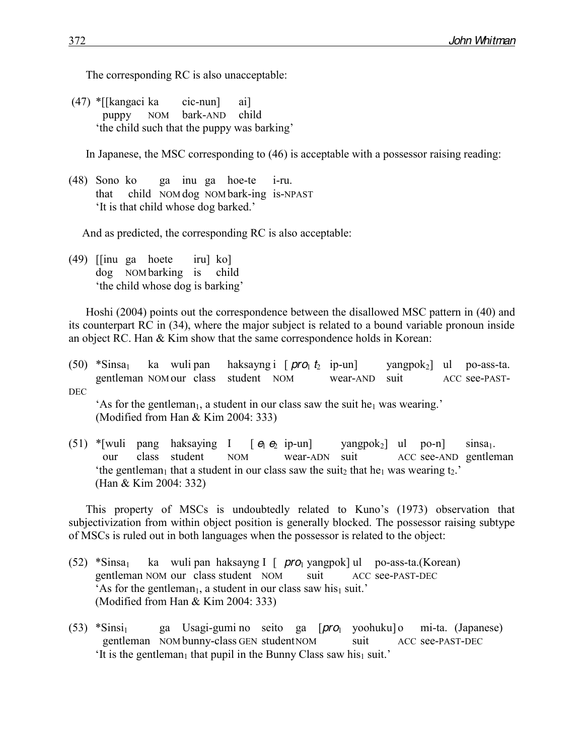The corresponding RC is also unacceptable:

```
(47) *[[kangaci ka    cic-nun]   ai]
       puppy   NOM   bark-AND   child
     'the child such that the puppy was barking'
```

In Japanese, the MSC corresponding to (46) is acceptable with a possessor raising reading:

```
(48) Sono ko     ga   inu ga   hoe-te    i-ru.
     that  child NOM  dog NOM  bark-ing  is-NPAST
     'It is that child whose dog barked.'
```

And as predicted, the corresponding RC is also acceptable:

```
(49) [[inu ga   hoete    iru] ko]
       dog NOM  barking  is   child
     'the child whose dog is barking'
```

Hoshi (2004) points out the correspondence between the disallowed MSC pattern in (40) and its counterpart RC in (34), where the major subject is related to a bound variable pronoun inside an object RC. Han & Kim show that the same correspondence holds in Korean:

```
(50) *Sinsa1     ka   wuli pan    haksayng i   [ pro1 t2  ip-un]     yangpok2]  ul   po-ass-ta.
      gentleman  NOM  our  class  student  NOM             wear-AND   suit        ACC  see-PAST-DEC
     'As for the gentleman1, a student in our class saw the suit he1 was wearing.'
     (Modified from Han & Kim 2004: 333)
```

```
(51) *[wuli  pang   haksaying  I     [ e1 e2  ip-un]     yangpok2]  ul   po-n]     sinsa1.
       our   class  student    NOM             wear-ADN   suit        ACC  see-AND   gentleman
     'the gentleman1 that a student in our class saw the suit2 that he1 was wearing t2.'
     (Han & Kim 2004: 332)
```

This property of MSCs is undoubtedly related to Kuno's (1973) observation that subjectivization from within object position is generally blocked. The possessor raising subtype of MSCs is ruled out in both languages when the possessor is related to the object:

```
(52) *Sinsa1     ka   wuli pan   haksayng I    [ pro1 yangpok] ul   po-ass-ta.(Korean)
      gentleman  NOM  our  class student  NOM         suit       ACC  see-PAST-DEC
     'As for the gentleman1, a student in our class saw his1 suit.'
     (Modified from Han & Kim 2004: 333)
```

```
(53) *Sinsi1      ga   Usagi-gumi  no   seito    ga   [pro1  yoohuku] o    mi-ta. (Japanese)
      gentleman   NOM  bunny-class GEN  student  NOM         suit       ACC  see-PAST-DEC
     'It is the gentleman1 that pupil in the Bunny Class saw his1 suit.'
```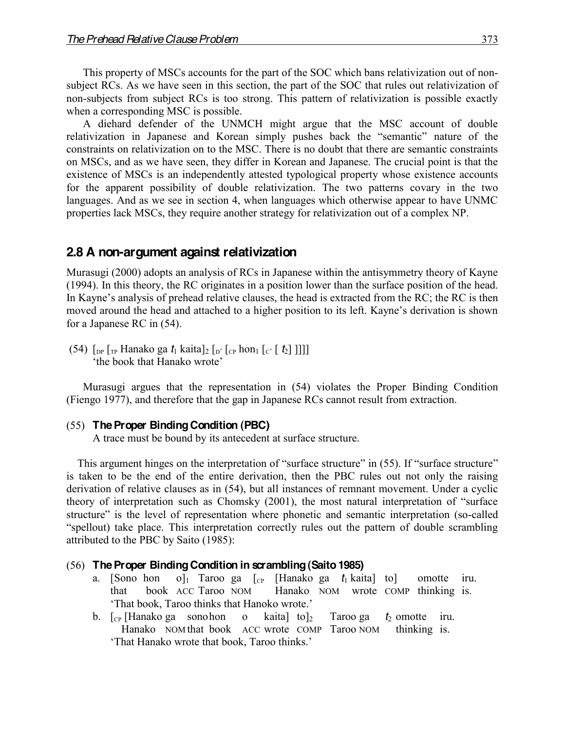This property of MSCs accounts for the part of the SOC which bans relativization out of non-subject RCs. As we have seen in this section, the part of the SOC that rules out relativization of non-subjects from subject RCs is too strong. This pattern of relativization is possible exactly when a corresponding MSC is possible.

A diehard defender of the UNMCH might argue that the MSC account of double relativization in Japanese and Korean simply pushes back the "semantic" nature of the constraints on relativization on to the MSC. There is no doubt that there are semantic constraints on MSCs, and as we have seen, they differ in Korean and Japanese. The crucial point is that the existence of MSCs is an independently attested typological property whose existence accounts for the apparent possibility of double relativization. The two patterns covary in the two languages. And as we see in section 4, when languages which otherwise appear to have UNMC properties lack MSCs, they require another strategy for relativization out of a complex NP.

## 2.8 A non-argument against relativization

Murasugi (2000) adopts an analysis of RCs in Japanese within the antisymmetry theory of Kayne (1994). In this theory, the RC originates in a position lower than the surface position of the head. In Kayne's analysis of prehead relative clauses, the head is extracted from the RC; the RC is then moved around the head and attached to a higher position to its left. Kayne's derivation is shown for a Japanese RC in (54).

(54) $[_{DP}$ $[_{TP}$ Hanako ga $t_1$ kaita$]_2$ $[_{D'}$ $[_{CP}$ hon$_1$ $[_{C'}$ $[$ $t_2$$]$ $]]]]$
'the book that Hanako wrote'

Murasugi argues that the representation in (54) violates the Proper Binding Condition (Fiengo 1977), and therefore that the gap in Japanese RCs cannot result from extraction.

(55) **The Proper Binding Condition (PBC)**
A trace must be bound by its antecedent at surface structure.

This argument hinges on the interpretation of "surface structure" in (55). If "surface structure" is taken to be the end of the entire derivation, then the PBC rules out not only the raising derivation of relative clauses as in (54), but all instances of remnant movement. Under a cyclic theory of interpretation such as Chomsky (2001), the most natural interpretation of "surface structure" is the level of representation where phonetic and semantic interpretation (so-called "spellout) take place. This interpretation correctly rules out the pattern of double scrambling attributed to the PBC by Saito (1985):

(56) **The Proper Binding Condition in scrambling (Saito 1985)**

a. [Sono hon o]$_1$ Taroo ga $[_{CP}$ [Hanako ga $t_1$ kaita] to] omotte iru.
that book ACC Taroo NOM Hanako NOM wrote COMP thinking is.
'That book, Taroo thinks that Hanoko wrote.'

b. $[_{CP}$ [Hanako ga sono hon o kaita] to$]_2$ Taroo ga $t_2$ omotte iru.
Hanako NOM that book ACC wrote COMP Taroo NOM thinking is.
'That Hanako wrote that book, Taroo thinks.'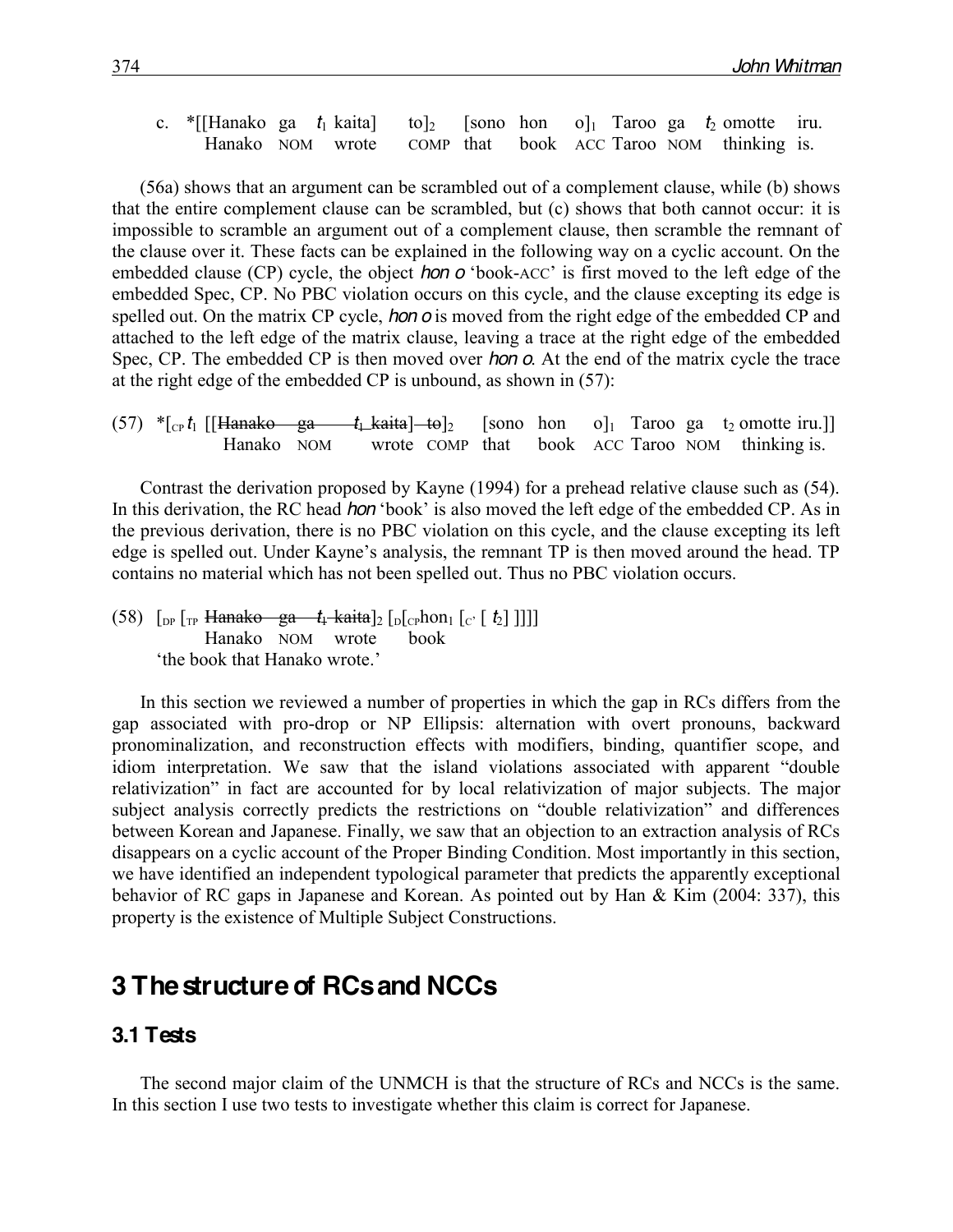c. *[[Hanako ga $t_1$ kaita] to]$_2$ [sono hon o]$_1$ Taroo ga $t_2$ omotte iru.
   Hanako NOM wrote COMP that book ACC Taroo NOM thinking is.

(56a) shows that an argument can be scrambled out of a complement clause, while (b) shows that the entire complement clause can be scrambled, but (c) shows that both cannot occur: it is impossible to scramble an argument out of a complement clause, then scramble the remnant of the clause over it. These facts can be explained in the following way on a cyclic account. On the embedded clause (CP) cycle, the object *hon o* 'book-ACC' is first moved to the left edge of the embedded Spec, CP. No PBC violation occurs on this cycle, and the clause excepting its edge is spelled out. On the matrix CP cycle, *hon o* is moved from the right edge of the embedded CP and attached to the left edge of the matrix clause, leaving a trace at the right edge of the embedded Spec, CP. The embedded CP is then moved over *hon o*. At the end of the matrix cycle the trace at the right edge of the embedded CP is unbound, as shown in (57):

(57) *[$_{CP}$ $t_1$ [[~~Hanako ga $t_1$ kaita~~] ~~to~~]$_2$ [sono hon o]$_1$ Taroo ga $t_2$ omotte iru.]]
   Hanako NOM wrote COMP that book ACC Taroo NOM thinking is.

Contrast the derivation proposed by Kayne (1994) for a prehead relative clause such as (54). In this derivation, the RC head *hon* 'book' is also moved the left edge of the embedded CP. As in the previous derivation, there is no PBC violation on this cycle, and the clause excepting its left edge is spelled out. Under Kayne's analysis, the remnant TP is then moved around the head. TP contains no material which has not been spelled out. Thus no PBC violation occurs.

(58) [$_{DP}$ [$_{TP}$ ~~Hanako ga $t_1$ kaita~~]$_2$ [$_D$[$_{CP}$hon$_1$ [$_{C'}$ [ $t_2$] ]]]]
   Hanako NOM wrote book
   'the book that Hanako wrote.'

In this section we reviewed a number of properties in which the gap in RCs differs from the gap associated with pro-drop or NP Ellipsis: alternation with overt pronouns, backward pronominalization, and reconstruction effects with modifiers, binding, quantifier scope, and idiom interpretation. We saw that the island violations associated with apparent "double relativization" in fact are accounted for by local relativization of major subjects. The major subject analysis correctly predicts the restrictions on "double relativization" and differences between Korean and Japanese. Finally, we saw that an objection to an extraction analysis of RCs disappears on a cyclic account of the Proper Binding Condition. Most importantly in this section, we have identified an independent typological parameter that predicts the apparently exceptional behavior of RC gaps in Japanese and Korean. As pointed out by Han & Kim (2004: 337), this property is the existence of Multiple Subject Constructions.

## 3 The structure of RCs and NCCs

### 3.1 Tests

The second major claim of the UNMCH is that the structure of RCs and NCCs is the same. In this section I use two tests to investigate whether this claim is correct for Japanese.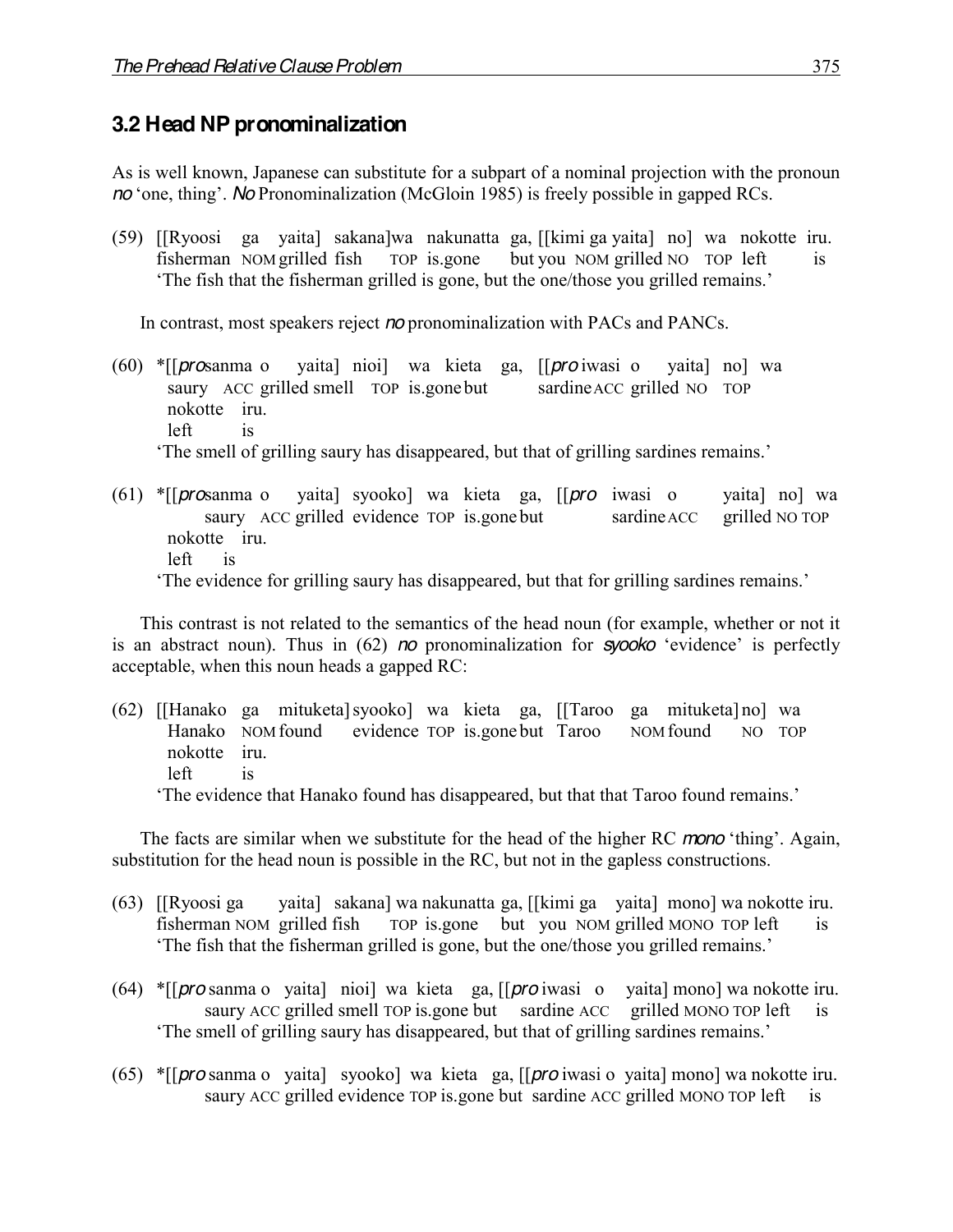## 3.2 Head NP pronominalization

As is well known, Japanese can substitute for a subpart of a nominal projection with the pronoun *no* 'one, thing'. *No* Pronominalization (McGloin 1985) is freely possible in gapped RCs.

(59) [[Ryoosi ga yaita] sakana]wa nakunatta ga, [[kimi ga yaita] no] wa nokotte iru.
fisherman NOM grilled fish TOP is.gone but you NOM grilled NO TOP left is
'The fish that the fisherman grilled is gone, but the one/those you grilled remains.'

In contrast, most speakers reject *no* pronominalization with PACs and PANCs.

(60) *[[*pro* sanma o yaita] nioi] wa kieta ga, [[*pro* iwasi o yaita] no] wa nokotte iru.
saury ACC grilled smell TOP is.gone but sardine ACC grilled NO TOP left is
'The smell of grilling saury has disappeared, but that of grilling sardines remains.'

(61) *[[*pro* sanma o yaita] syooko] wa kieta ga, [[*pro* iwasi o yaita] no] wa nokotte iru.
saury ACC grilled evidence TOP is.gone but sardine ACC grilled NO TOP left is
'The evidence for grilling saury has disappeared, but that for grilling sardines remains.'

This contrast is not related to the semantics of the head noun (for example, whether or not it is an abstract noun). Thus in (62) *no* pronominalization for *syooko* 'evidence' is perfectly acceptable, when this noun heads a gapped RC:

(62) [[Hanako ga mituketa] syooko] wa kieta ga, [[Taroo ga mituketa] no] wa nokotte iru.
Hanako NOM found evidence TOP is.gone but Taroo NOM found NO TOP left is
'The evidence that Hanako found has disappeared, but that that Taroo found remains.'

The facts are similar when we substitute for the head of the higher RC *mono* 'thing'. Again, substitution for the head noun is possible in the RC, but not in the gapless constructions.

(63) [[Ryoosi ga yaita] sakana] wa nakunatta ga, [[kimi ga yaita] mono] wa nokotte iru.
fisherman NOM grilled fish TOP is.gone but you NOM grilled MONO TOP left is
'The fish that the fisherman grilled is gone, but the one/those you grilled remains.'

(64) *[[*pro* sanma o yaita] nioi] wa kieta ga, [[*pro* iwasi o yaita] mono] wa nokotte iru.
saury ACC grilled smell TOP is.gone but sardine ACC grilled MONO TOP left is
'The smell of grilling saury has disappeared, but that of grilling sardines remains.'

(65) *[[*pro* sanma o yaita] syooko] wa kieta ga, [[*pro* iwasi o yaita] mono] wa nokotte iru.
saury ACC grilled evidence TOP is.gone but sardine ACC grilled MONO TOP left is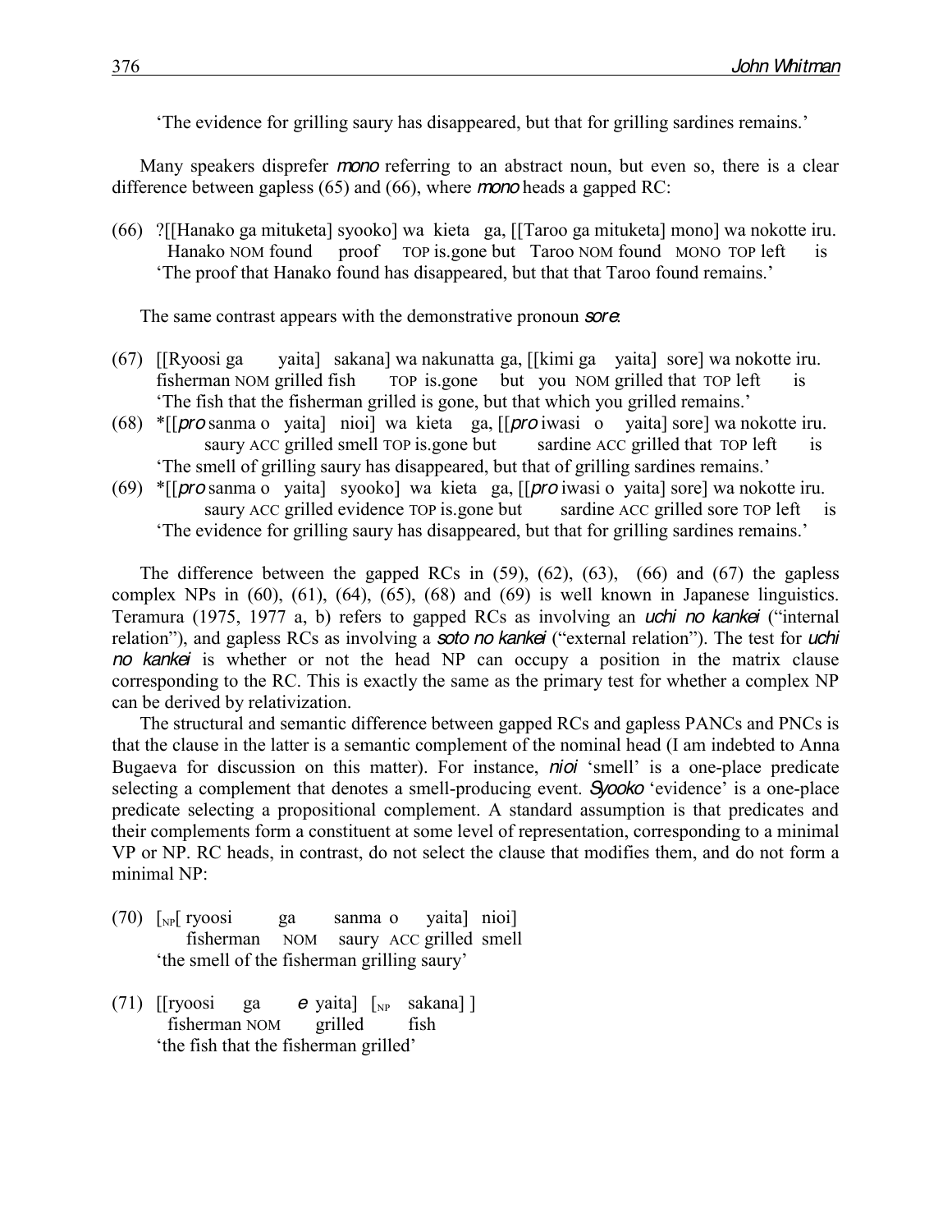'The evidence for grilling saury has disappeared, but that for grilling sardines remains.'

Many speakers disprefer *mono* referring to an abstract noun, but even so, there is a clear difference between gapless (65) and (66), where *mono* heads a gapped RC:

(66) ?[[Hanako ga mituketa] syooko] wa kieta ga, [[Taroo ga mituketa] mono] wa nokotte iru.
  Hanako NOM found proof TOP is.gone but Taroo NOM found MONO TOP left is
  'The proof that Hanako found has disappeared, but that that Taroo found remains.'

The same contrast appears with the demonstrative pronoun *sore*:

(67) [[Ryoosi ga yaita] sakana] wa nakunatta ga, [[kimi ga yaita] sore] wa nokotte iru.
  fisherman NOM grilled fish TOP is.gone but you NOM grilled that TOP left is
  'The fish that the fisherman grilled is gone, but that which you grilled remains.'

(68) *[[*pro* sanma o yaita] nioi] wa kieta ga, [[*pro* iwasi o yaita] sore] wa nokotte iru.
  saury ACC grilled smell TOP is.gone but sardine ACC grilled that TOP left is
  'The smell of grilling saury has disappeared, but that of grilling sardines remains.'

(69) *[[*pro* sanma o yaita] syooko] wa kieta ga, [[*pro* iwasi o yaita] sore] wa nokotte iru.
  saury ACC grilled evidence TOP is.gone but sardine ACC grilled sore TOP left is
  'The evidence for grilling saury has disappeared, but that for grilling sardines remains.'

The difference between the gapped RCs in (59), (62), (63), (66) and (67) the gapless complex NPs in (60), (61), (64), (65), (68) and (69) is well known in Japanese linguistics. Teramura (1975, 1977 a, b) refers to gapped RCs as involving an *uchi no kankei* ("internal relation"), and gapless RCs as involving a *soto no kankei* ("external relation"). The test for *uchi no kankei* is whether or not the head NP can occupy a position in the matrix clause corresponding to the RC. This is exactly the same as the primary test for whether a complex NP can be derived by relativization.

The structural and semantic difference between gapped RCs and gapless PANCs and PNCs is that the clause in the latter is a semantic complement of the nominal head (I am indebted to Anna Bugaeva for discussion on this matter). For instance, *nioi* 'smell' is a one-place predicate selecting a complement that denotes a smell-producing event. *Syooko* 'evidence' is a one-place predicate selecting a propositional complement. A standard assumption is that predicates and their complements form a constituent at some level of representation, corresponding to a minimal VP or NP. RC heads, in contrast, do not select the clause that modifies them, and do not form a minimal NP:

(70) [$_{NP}$[ ryoosi ga sanma o yaita] nioi]
  fisherman NOM saury ACC grilled smell
  'the smell of the fisherman grilling saury'

(71) [[ryoosi ga *e* yaita] [$_{NP}$ sakana] ]
  fisherman NOM grilled fish
  'the fish that the fisherman grilled'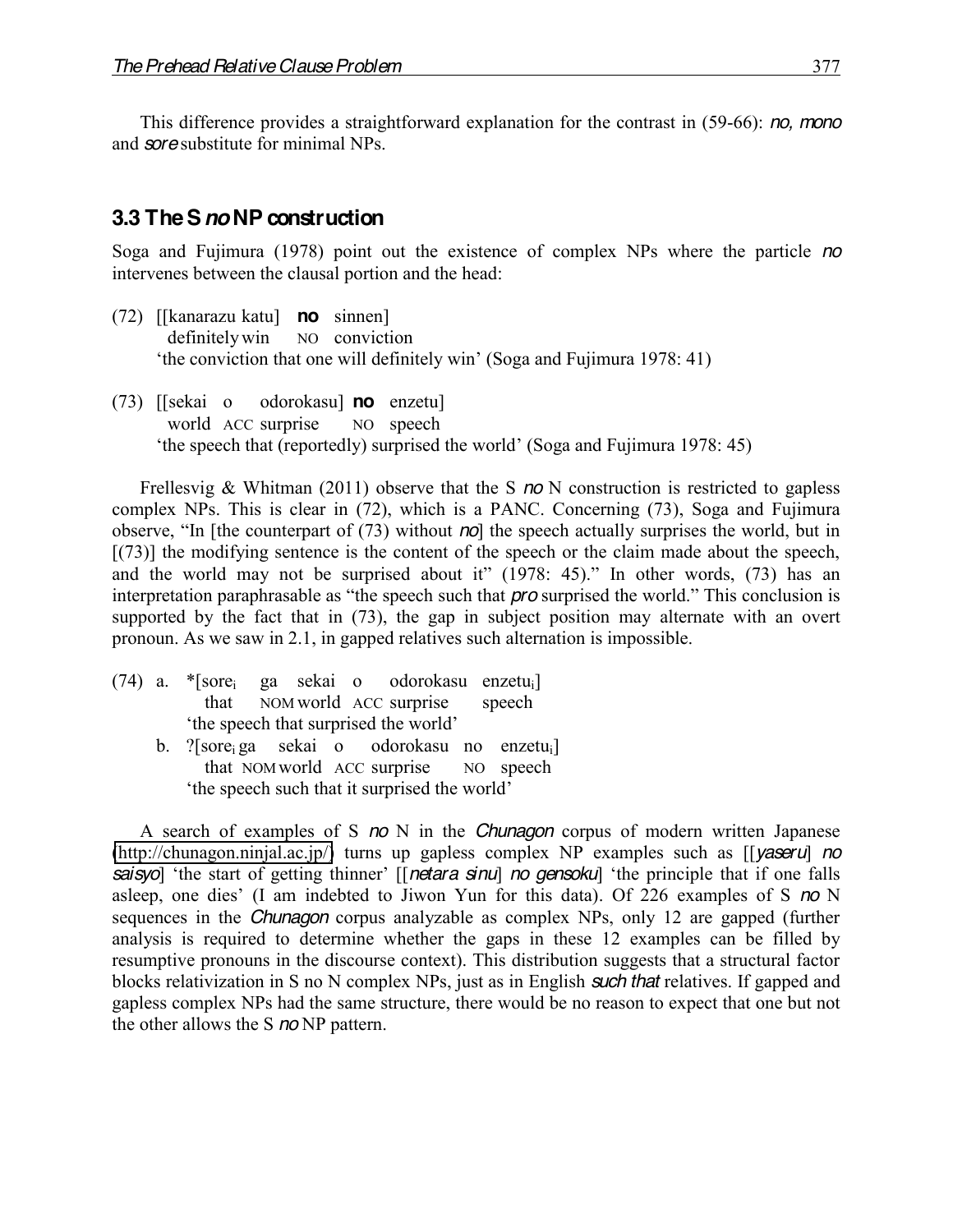This difference provides a straightforward explanation for the contrast in (59-66): *no, mono* and *sore* substitute for minimal NPs.

## 3.3 The S *no* NP construction

Soga and Fujimura (1978) point out the existence of complex NPs where the particle *no* intervenes between the clausal portion and the head:

(72) [[kanarazu katu] **no** sinnen]
  definitely win NO conviction
  'the conviction that one will definitely win' (Soga and Fujimura 1978: 41)

(73) [[sekai o odorokasu] **no** enzetu]
  world ACC surprise NO speech
  'the speech that (reportedly) surprised the world' (Soga and Fujimura 1978: 45)

Frellesvig & Whitman (2011) observe that the S *no* N construction is restricted to gapless complex NPs. This is clear in (72), which is a PANC. Concerning (73), Soga and Fujimura observe, "In [the counterpart of (73) without *no*] the speech actually surprises the world, but in [(73)] the modifying sentence is the content of the speech or the claim made about the speech, and the world may not be surprised about it" (1978: 45)." In other words, (73) has an interpretation paraphrasable as "the speech such that *pro* surprised the world." This conclusion is supported by the fact that in (73), the gap in subject position may alternate with an overt pronoun. As we saw in 2.1, in gapped relatives such alternation is impossible.

(74) a. *[$\text{sore}_i$ ga sekai o odorokasu $\text{enzetu}_i$]
  that NOM world ACC surprise speech
  'the speech that surprised the world'
 b. ?[$\text{sore}_i$ ga sekai o odorokasu no $\text{enzetu}_i$]
  that NOM world ACC surprise NO speech
  'the speech such that it surprised the world'

A search of examples of S *no* N in the *Chunagon* corpus of modern written Japanese (http://chunagon.ninjal.ac.jp/) turns up gapless complex NP examples such as [[*yaseru*] *no saisyo*] 'the start of getting thinner' [[*netara sinu*] *no gensoku*] 'the principle that if one falls asleep, one dies' (I am indebted to Jiwon Yun for this data). Of 226 examples of S *no* N sequences in the *Chunagon* corpus analyzable as complex NPs, only 12 are gapped (further analysis is required to determine whether the gaps in these 12 examples can be filled by resumptive pronouns in the discourse context). This distribution suggests that a structural factor blocks relativization in S no N complex NPs, just as in English *such that* relatives. If gapped and gapless complex NPs had the same structure, there would be no reason to expect that one but not the other allows the S *no* NP pattern.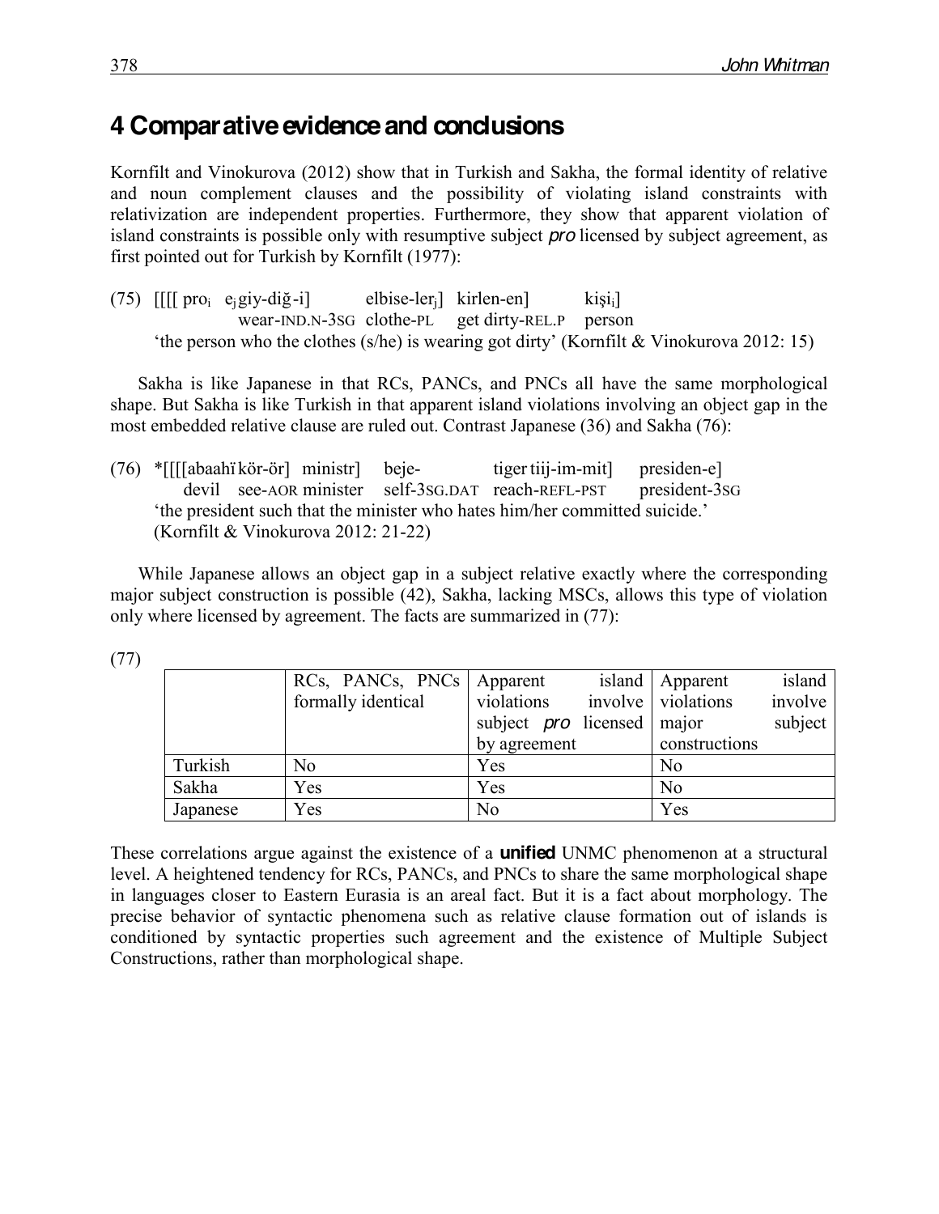## 4 Comparative evidence and conclusions

Kornfilt and Vinokurova (2012) show that in Turkish and Sakha, the formal identity of relative and noun complement clauses and the possibility of violating island constraints with relativization are independent properties. Furthermore, they show that apparent violation of island constraints is possible only with resumptive subject *pro* licensed by subject agreement, as first pointed out for Turkish by Kornfilt (1977):

(75) [[[[ pro$_i$ e$_j$ giy-diğ-i] elbise-ler$_j$] kirlen-en] kişi$_i$]
wear-IND.N-3SG clothe-PL get dirty-REL.P person
'the person who the clothes (s/he) is wearing got dirty' (Kornfilt & Vinokurova 2012: 15)

Sakha is like Japanese in that RCs, PANCs, and PNCs all have the same morphological shape. But Sakha is like Turkish in that apparent island violations involving an object gap in the most embedded relative clause are ruled out. Contrast Japanese (36) and Sakha (76):

(76) *[[[[abaahï kör-ör] ministr] beje- tiger tiij-im-mit] presiden-e]
devil see-AOR minister self-3SG.DAT reach-REFL-PST president-3SG
'the president such that the minister who hates him/her committed suicide.'
(Kornfilt & Vinokurova 2012: 21-22)

While Japanese allows an object gap in a subject relative exactly where the corresponding major subject construction is possible (42), Sakha, lacking MSCs, allows this type of violation only where licensed by agreement. The facts are summarized in (77):

(77)

| | RCs, PANCs, PNCs formally identical | Apparent island violations involve subject *pro* licensed by agreement | Apparent island violations involve major subject constructions |
|---|---|---|---|
| Turkish | No | Yes | No |
| Sakha | Yes | Yes | No |
| Japanese | Yes | No | Yes |

These correlations argue against the existence of a **unified** UNMC phenomenon at a structural level. A heightened tendency for RCs, PANCs, and PNCs to share the same morphological shape in languages closer to Eastern Eurasia is an areal fact. But it is a fact about morphology. The precise behavior of syntactic phenomena such as relative clause formation out of islands is conditioned by syntactic properties such agreement and the existence of Multiple Subject Constructions, rather than morphological shape.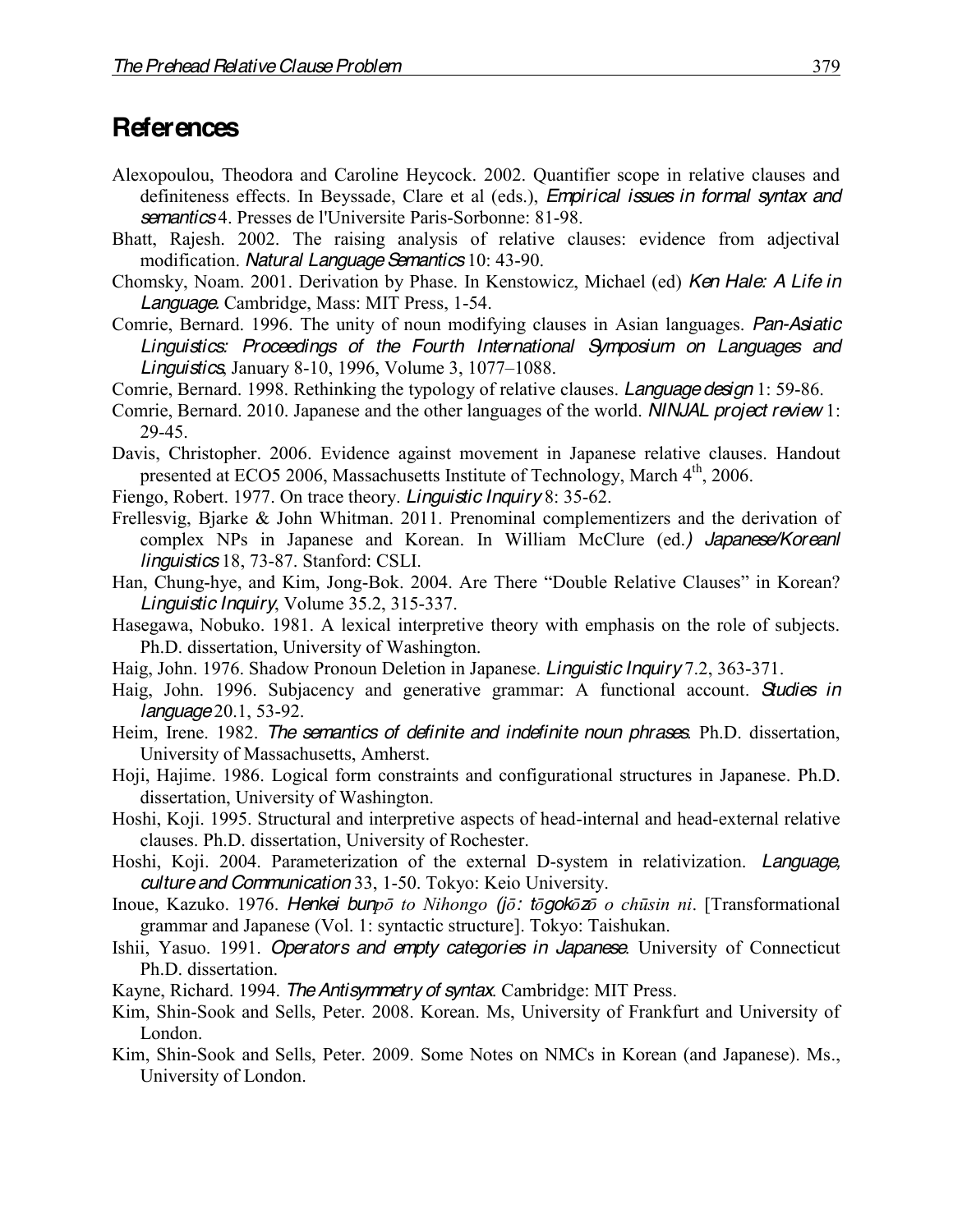## References

Alexopoulou, Theodora and Caroline Heycock. 2002. Quantifier scope in relative clauses and definiteness effects. In Beyssade, Clare et al (eds.), *Empirical issues in formal syntax and semantics* 4. Presses de l'Universite Paris-Sorbonne: 81-98.

Bhatt, Rajesh. 2002. The raising analysis of relative clauses: evidence from adjectival modification. *Natural Language Semantics* 10: 43-90.

Chomsky, Noam. 2001. Derivation by Phase. In Kenstowicz, Michael (ed) *Ken Hale: A Life in Language*. Cambridge, Mass: MIT Press, 1-54.

Comrie, Bernard. 1996. The unity of noun modifying clauses in Asian languages. *Pan-Asiatic Linguistics: Proceedings of the Fourth International Symposium on Languages and Linguistics*, January 8-10, 1996, Volume 3, 1077–1088.

Comrie, Bernard. 1998. Rethinking the typology of relative clauses. *Language design* 1: 59-86.

Comrie, Bernard. 2010. Japanese and the other languages of the world. *NINJAL project review* 1: 29-45.

Davis, Christopher. 2006. Evidence against movement in Japanese relative clauses. Handout presented at ECO5 2006, Massachusetts Institute of Technology, March 4th, 2006.

Fiengo, Robert. 1977. On trace theory. *Linguistic Inquiry* 8: 35-62.

Frellesvig, Bjarke & John Whitman. 2011. Prenominal complementizers and the derivation of complex NPs in Japanese and Korean. In William McClure (ed.) *Japanese/Koreanl linguistics* 18, 73-87. Stanford: CSLI.

Han, Chung-hye, and Kim, Jong-Bok. 2004. Are There "Double Relative Clauses" in Korean? *Linguistic Inquiry*, Volume 35.2, 315-337.

Hasegawa, Nobuko. 1981. A lexical interpretive theory with emphasis on the role of subjects. Ph.D. dissertation, University of Washington.

Haig, John. 1976. Shadow Pronoun Deletion in Japanese. *Linguistic Inquiry* 7.2, 363-371.

Haig, John. 1996. Subjacency and generative grammar: A functional account. *Studies in language* 20.1, 53-92.

Heim, Irene. 1982. *The semantics of definite and indefinite noun phrases*. Ph.D. dissertation, University of Massachusetts, Amherst.

Hoji, Hajime. 1986. Logical form constraints and configurational structures in Japanese. Ph.D. dissertation, University of Washington.

Hoshi, Koji. 1995. Structural and interpretive aspects of head-internal and head-external relative clauses. Ph.D. dissertation, University of Rochester.

Hoshi, Koji. 2004. Parameterization of the external D-system in relativization. *Language, culture and Communication* 33, 1-50. Tokyo: Keio University.

Inoue, Kazuko. 1976. *Henkei bunpō to Nihongo (jō: tōgokōzō o chūsin ni*. [Transformational grammar and Japanese (Vol. 1: syntactic structure]. Tokyo: Taishukan.

Ishii, Yasuo. 1991. *Operators and empty categories in Japanese*. University of Connecticut Ph.D. dissertation.

Kayne, Richard. 1994. *The Antisymmetry of syntax*. Cambridge: MIT Press.

Kim, Shin-Sook and Sells, Peter. 2008. Korean. Ms, University of Frankfurt and University of London.

Kim, Shin-Sook and Sells, Peter. 2009. Some Notes on NMCs in Korean (and Japanese). Ms., University of London.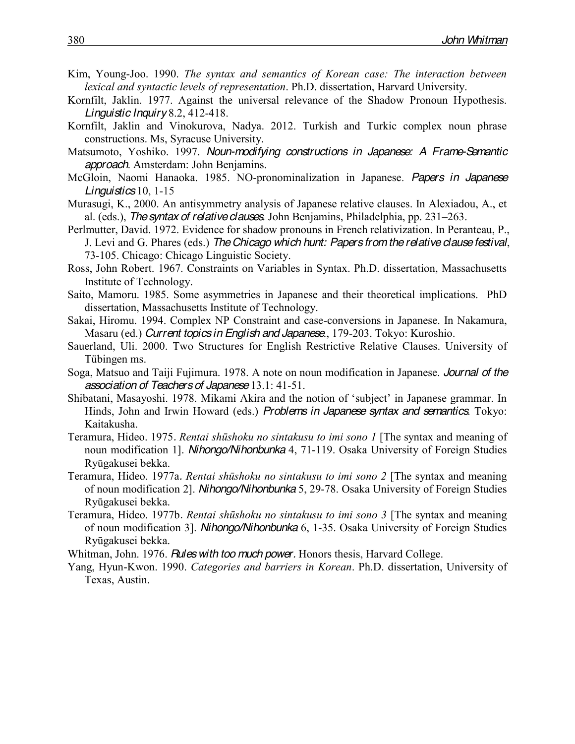Kim, Young-Joo. 1990. *The syntax and semantics of Korean case: The interaction between lexical and syntactic levels of representation*. Ph.D. dissertation, Harvard University.

Kornfilt, Jaklin. 1977. Against the universal relevance of the Shadow Pronoun Hypothesis. *Linguistic Inquiry* 8.2, 412-418.

Kornfilt, Jaklin and Vinokurova, Nadya. 2012. Turkish and Turkic complex noun phrase constructions. Ms, Syracuse University.

Matsumoto, Yoshiko. 1997. *Noun-modifying constructions in Japanese: A Frame-Semantic approach*. Amsterdam: John Benjamins.

McGloin, Naomi Hanaoka. 1985. NO-pronominalization in Japanese. *Papers in Japanese Linguistics* 10, 1-15

Murasugi, K., 2000. An antisymmetry analysis of Japanese relative clauses. In Alexiadou, A., et al. (eds.), *The syntax of relative clauses*. John Benjamins, Philadelphia, pp. 231–263.

Perlmutter, David. 1972. Evidence for shadow pronouns in French relativization. In Peranteau, P., J. Levi and G. Phares (eds.) *The Chicago which hunt: Papers from the relative clause festival*, 73-105. Chicago: Chicago Linguistic Society.

Ross, John Robert. 1967. Constraints on Variables in Syntax. Ph.D. dissertation, Massachusetts Institute of Technology.

Saito, Mamoru. 1985. Some asymmetries in Japanese and their theoretical implications. PhD dissertation, Massachusetts Institute of Technology.

Sakai, Hiromu. 1994. Complex NP Constraint and case-conversions in Japanese. In Nakamura, Masaru (ed.) *Current topics in English and Japanese*., 179-203. Tokyo: Kuroshio.

Sauerland, Uli. 2000. Two Structures for English Restrictive Relative Clauses. University of Tübingen ms.

Soga, Matsuo and Taiji Fujimura. 1978. A note on noun modification in Japanese. *Journal of the association of Teachers of Japanese* 13.1: 41-51.

Shibatani, Masayoshi. 1978. Mikami Akira and the notion of 'subject' in Japanese grammar. In Hinds, John and Irwin Howard (eds.) *Problems in Japanese syntax and semantics*. Tokyo: Kaitakusha.

Teramura, Hideo. 1975. *Rentai shūshoku no sintakusu to imi sono 1* [The syntax and meaning of noun modification 1]. *Nihongo/Nihonbunka* 4, 71-119. Osaka University of Foreign Studies Ryūgakusei bekka.

Teramura, Hideo. 1977a. *Rentai shūshoku no sintakusu to imi sono 2* [The syntax and meaning of noun modification 2]. *Nihongo/Nihonbunka* 5, 29-78. Osaka University of Foreign Studies Ryūgakusei bekka.

Teramura, Hideo. 1977b. *Rentai shūshoku no sintakusu to imi sono 3* [The syntax and meaning of noun modification 3]. *Nihongo/Nihonbunka* 6, 1-35. Osaka University of Foreign Studies Ryūgakusei bekka.

Whitman, John. 1976. *Rules with too much power*. Honors thesis, Harvard College.

Yang, Hyun-Kwon. 1990. *Categories and barriers in Korean*. Ph.D. dissertation, University of Texas, Austin.